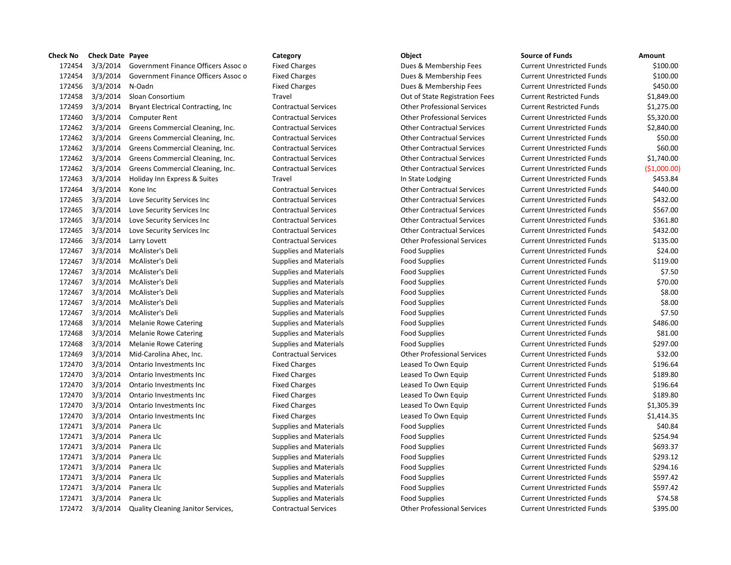| Check No | Check Date | Payee | Category | Object | Source of Funds | Amount |
|---|---|---|---|---|---|---|
| 172454 | 3/3/2014 | Government Finance Officers Assoc o | Fixed Charges | Dues & Membership Fees | Current Unrestricted Funds | $100.00 |
| 172454 | 3/3/2014 | Government Finance Officers Assoc o | Fixed Charges | Dues & Membership Fees | Current Unrestricted Funds | $100.00 |
| 172456 | 3/3/2014 | N-Oadn | Fixed Charges | Dues & Membership Fees | Current Unrestricted Funds | $450.00 |
| 172458 | 3/3/2014 | Sloan Consortium | Travel | Out of State Registration Fees | Current Restricted Funds | $1,849.00 |
| 172459 | 3/3/2014 | Bryant Electrical Contracting, Inc | Contractual Services | Other Professional Services | Current Restricted Funds | $1,275.00 |
| 172460 | 3/3/2014 | Computer Rent | Contractual Services | Other Professional Services | Current Unrestricted Funds | $5,320.00 |
| 172462 | 3/3/2014 | Greens Commercial Cleaning, Inc. | Contractual Services | Other Contractual Services | Current Unrestricted Funds | $2,840.00 |
| 172462 | 3/3/2014 | Greens Commercial Cleaning, Inc. | Contractual Services | Other Contractual Services | Current Unrestricted Funds | $50.00 |
| 172462 | 3/3/2014 | Greens Commercial Cleaning, Inc. | Contractual Services | Other Contractual Services | Current Unrestricted Funds | $60.00 |
| 172462 | 3/3/2014 | Greens Commercial Cleaning, Inc. | Contractual Services | Other Contractual Services | Current Unrestricted Funds | $1,740.00 |
| 172462 | 3/3/2014 | Greens Commercial Cleaning, Inc. | Contractual Services | Other Contractual Services | Current Unrestricted Funds | ($1,000.00) |
| 172463 | 3/3/2014 | Holiday Inn Express & Suites | Travel | In State Lodging | Current Unrestricted Funds | $453.84 |
| 172464 | 3/3/2014 | Kone Inc | Contractual Services | Other Contractual Services | Current Unrestricted Funds | $440.00 |
| 172465 | 3/3/2014 | Love Security Services Inc | Contractual Services | Other Contractual Services | Current Unrestricted Funds | $432.00 |
| 172465 | 3/3/2014 | Love Security Services Inc | Contractual Services | Other Contractual Services | Current Unrestricted Funds | $567.00 |
| 172465 | 3/3/2014 | Love Security Services Inc | Contractual Services | Other Contractual Services | Current Unrestricted Funds | $361.80 |
| 172465 | 3/3/2014 | Love Security Services Inc | Contractual Services | Other Contractual Services | Current Unrestricted Funds | $432.00 |
| 172466 | 3/3/2014 | Larry Lovett | Contractual Services | Other Professional Services | Current Unrestricted Funds | $135.00 |
| 172467 | 3/3/2014 | McAlister's Deli | Supplies and Materials | Food Supplies | Current Unrestricted Funds | $24.00 |
| 172467 | 3/3/2014 | McAlister's Deli | Supplies and Materials | Food Supplies | Current Unrestricted Funds | $119.00 |
| 172467 | 3/3/2014 | McAlister's Deli | Supplies and Materials | Food Supplies | Current Unrestricted Funds | $7.50 |
| 172467 | 3/3/2014 | McAlister's Deli | Supplies and Materials | Food Supplies | Current Unrestricted Funds | $70.00 |
| 172467 | 3/3/2014 | McAlister's Deli | Supplies and Materials | Food Supplies | Current Unrestricted Funds | $8.00 |
| 172467 | 3/3/2014 | McAlister's Deli | Supplies and Materials | Food Supplies | Current Unrestricted Funds | $8.00 |
| 172467 | 3/3/2014 | McAlister's Deli | Supplies and Materials | Food Supplies | Current Unrestricted Funds | $7.50 |
| 172468 | 3/3/2014 | Melanie Rowe Catering | Supplies and Materials | Food Supplies | Current Unrestricted Funds | $486.00 |
| 172468 | 3/3/2014 | Melanie Rowe Catering | Supplies and Materials | Food Supplies | Current Unrestricted Funds | $81.00 |
| 172468 | 3/3/2014 | Melanie Rowe Catering | Supplies and Materials | Food Supplies | Current Unrestricted Funds | $297.00 |
| 172469 | 3/3/2014 | Mid-Carolina Ahec, Inc. | Contractual Services | Other Professional Services | Current Unrestricted Funds | $32.00 |
| 172470 | 3/3/2014 | Ontario Investments Inc | Fixed Charges | Leased To Own Equip | Current Unrestricted Funds | $196.64 |
| 172470 | 3/3/2014 | Ontario Investments Inc | Fixed Charges | Leased To Own Equip | Current Unrestricted Funds | $189.80 |
| 172470 | 3/3/2014 | Ontario Investments Inc | Fixed Charges | Leased To Own Equip | Current Unrestricted Funds | $196.64 |
| 172470 | 3/3/2014 | Ontario Investments Inc | Fixed Charges | Leased To Own Equip | Current Unrestricted Funds | $189.80 |
| 172470 | 3/3/2014 | Ontario Investments Inc | Fixed Charges | Leased To Own Equip | Current Unrestricted Funds | $1,305.39 |
| 172470 | 3/3/2014 | Ontario Investments Inc | Fixed Charges | Leased To Own Equip | Current Unrestricted Funds | $1,414.35 |
| 172471 | 3/3/2014 | Panera Llc | Supplies and Materials | Food Supplies | Current Unrestricted Funds | $40.84 |
| 172471 | 3/3/2014 | Panera Llc | Supplies and Materials | Food Supplies | Current Unrestricted Funds | $254.94 |
| 172471 | 3/3/2014 | Panera Llc | Supplies and Materials | Food Supplies | Current Unrestricted Funds | $693.37 |
| 172471 | 3/3/2014 | Panera Llc | Supplies and Materials | Food Supplies | Current Unrestricted Funds | $293.12 |
| 172471 | 3/3/2014 | Panera Llc | Supplies and Materials | Food Supplies | Current Unrestricted Funds | $294.16 |
| 172471 | 3/3/2014 | Panera Llc | Supplies and Materials | Food Supplies | Current Unrestricted Funds | $597.42 |
| 172471 | 3/3/2014 | Panera Llc | Supplies and Materials | Food Supplies | Current Unrestricted Funds | $597.42 |
| 172471 | 3/3/2014 | Panera Llc | Supplies and Materials | Food Supplies | Current Unrestricted Funds | $74.58 |
| 172472 | 3/3/2014 | Quality Cleaning Janitor Services, | Contractual Services | Other Professional Services | Current Unrestricted Funds | $395.00 |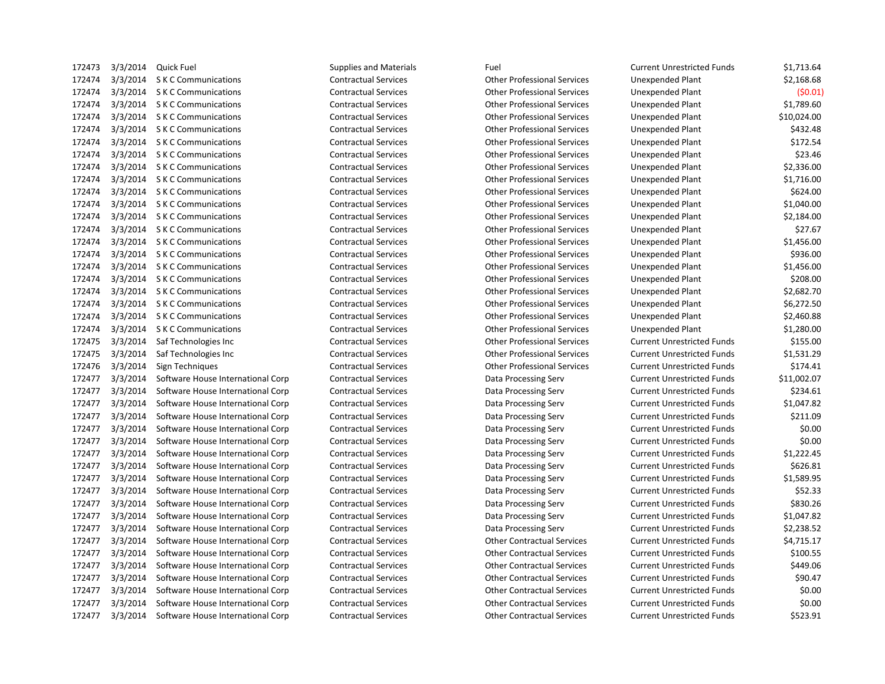| | | | | | | |
|---|---|---|---|---|---|---|
| 172473 | 3/3/2014 | Quick Fuel | Supplies and Materials | Fuel | Current Unrestricted Funds | $1,713.64 |
| 172474 | 3/3/2014 | S K C Communications | Contractual Services | Other Professional Services | Unexpended Plant | $2,168.68 |
| 172474 | 3/3/2014 | S K C Communications | Contractual Services | Other Professional Services | Unexpended Plant | ($0.01) |
| 172474 | 3/3/2014 | S K C Communications | Contractual Services | Other Professional Services | Unexpended Plant | $1,789.60 |
| 172474 | 3/3/2014 | S K C Communications | Contractual Services | Other Professional Services | Unexpended Plant | $10,024.00 |
| 172474 | 3/3/2014 | S K C Communications | Contractual Services | Other Professional Services | Unexpended Plant | $432.48 |
| 172474 | 3/3/2014 | S K C Communications | Contractual Services | Other Professional Services | Unexpended Plant | $172.54 |
| 172474 | 3/3/2014 | S K C Communications | Contractual Services | Other Professional Services | Unexpended Plant | $23.46 |
| 172474 | 3/3/2014 | S K C Communications | Contractual Services | Other Professional Services | Unexpended Plant | $2,336.00 |
| 172474 | 3/3/2014 | S K C Communications | Contractual Services | Other Professional Services | Unexpended Plant | $1,716.00 |
| 172474 | 3/3/2014 | S K C Communications | Contractual Services | Other Professional Services | Unexpended Plant | $624.00 |
| 172474 | 3/3/2014 | S K C Communications | Contractual Services | Other Professional Services | Unexpended Plant | $1,040.00 |
| 172474 | 3/3/2014 | S K C Communications | Contractual Services | Other Professional Services | Unexpended Plant | $2,184.00 |
| 172474 | 3/3/2014 | S K C Communications | Contractual Services | Other Professional Services | Unexpended Plant | $27.67 |
| 172474 | 3/3/2014 | S K C Communications | Contractual Services | Other Professional Services | Unexpended Plant | $1,456.00 |
| 172474 | 3/3/2014 | S K C Communications | Contractual Services | Other Professional Services | Unexpended Plant | $936.00 |
| 172474 | 3/3/2014 | S K C Communications | Contractual Services | Other Professional Services | Unexpended Plant | $1,456.00 |
| 172474 | 3/3/2014 | S K C Communications | Contractual Services | Other Professional Services | Unexpended Plant | $208.00 |
| 172474 | 3/3/2014 | S K C Communications | Contractual Services | Other Professional Services | Unexpended Plant | $2,682.70 |
| 172474 | 3/3/2014 | S K C Communications | Contractual Services | Other Professional Services | Unexpended Plant | $6,272.50 |
| 172474 | 3/3/2014 | S K C Communications | Contractual Services | Other Professional Services | Unexpended Plant | $2,460.88 |
| 172474 | 3/3/2014 | S K C Communications | Contractual Services | Other Professional Services | Unexpended Plant | $1,280.00 |
| 172475 | 3/3/2014 | Saf Technologies Inc | Contractual Services | Other Professional Services | Current Unrestricted Funds | $155.00 |
| 172475 | 3/3/2014 | Saf Technologies Inc | Contractual Services | Other Professional Services | Current Unrestricted Funds | $1,531.29 |
| 172476 | 3/3/2014 | Sign Techniques | Contractual Services | Other Professional Services | Current Unrestricted Funds | $174.41 |
| 172477 | 3/3/2014 | Software House International Corp | Contractual Services | Data Processing Serv | Current Unrestricted Funds | $11,002.07 |
| 172477 | 3/3/2014 | Software House International Corp | Contractual Services | Data Processing Serv | Current Unrestricted Funds | $234.61 |
| 172477 | 3/3/2014 | Software House International Corp | Contractual Services | Data Processing Serv | Current Unrestricted Funds | $1,047.82 |
| 172477 | 3/3/2014 | Software House International Corp | Contractual Services | Data Processing Serv | Current Unrestricted Funds | $211.09 |
| 172477 | 3/3/2014 | Software House International Corp | Contractual Services | Data Processing Serv | Current Unrestricted Funds | $0.00 |
| 172477 | 3/3/2014 | Software House International Corp | Contractual Services | Data Processing Serv | Current Unrestricted Funds | $0.00 |
| 172477 | 3/3/2014 | Software House International Corp | Contractual Services | Data Processing Serv | Current Unrestricted Funds | $1,222.45 |
| 172477 | 3/3/2014 | Software House International Corp | Contractual Services | Data Processing Serv | Current Unrestricted Funds | $626.81 |
| 172477 | 3/3/2014 | Software House International Corp | Contractual Services | Data Processing Serv | Current Unrestricted Funds | $1,589.95 |
| 172477 | 3/3/2014 | Software House International Corp | Contractual Services | Data Processing Serv | Current Unrestricted Funds | $52.33 |
| 172477 | 3/3/2014 | Software House International Corp | Contractual Services | Data Processing Serv | Current Unrestricted Funds | $830.26 |
| 172477 | 3/3/2014 | Software House International Corp | Contractual Services | Data Processing Serv | Current Unrestricted Funds | $1,047.82 |
| 172477 | 3/3/2014 | Software House International Corp | Contractual Services | Data Processing Serv | Current Unrestricted Funds | $2,238.52 |
| 172477 | 3/3/2014 | Software House International Corp | Contractual Services | Other Contractual Services | Current Unrestricted Funds | $4,715.17 |
| 172477 | 3/3/2014 | Software House International Corp | Contractual Services | Other Contractual Services | Current Unrestricted Funds | $100.55 |
| 172477 | 3/3/2014 | Software House International Corp | Contractual Services | Other Contractual Services | Current Unrestricted Funds | $449.06 |
| 172477 | 3/3/2014 | Software House International Corp | Contractual Services | Other Contractual Services | Current Unrestricted Funds | $90.47 |
| 172477 | 3/3/2014 | Software House International Corp | Contractual Services | Other Contractual Services | Current Unrestricted Funds | $0.00 |
| 172477 | 3/3/2014 | Software House International Corp | Contractual Services | Other Contractual Services | Current Unrestricted Funds | $0.00 |
| 172477 | 3/3/2014 | Software House International Corp | Contractual Services | Other Contractual Services | Current Unrestricted Funds | $523.91 |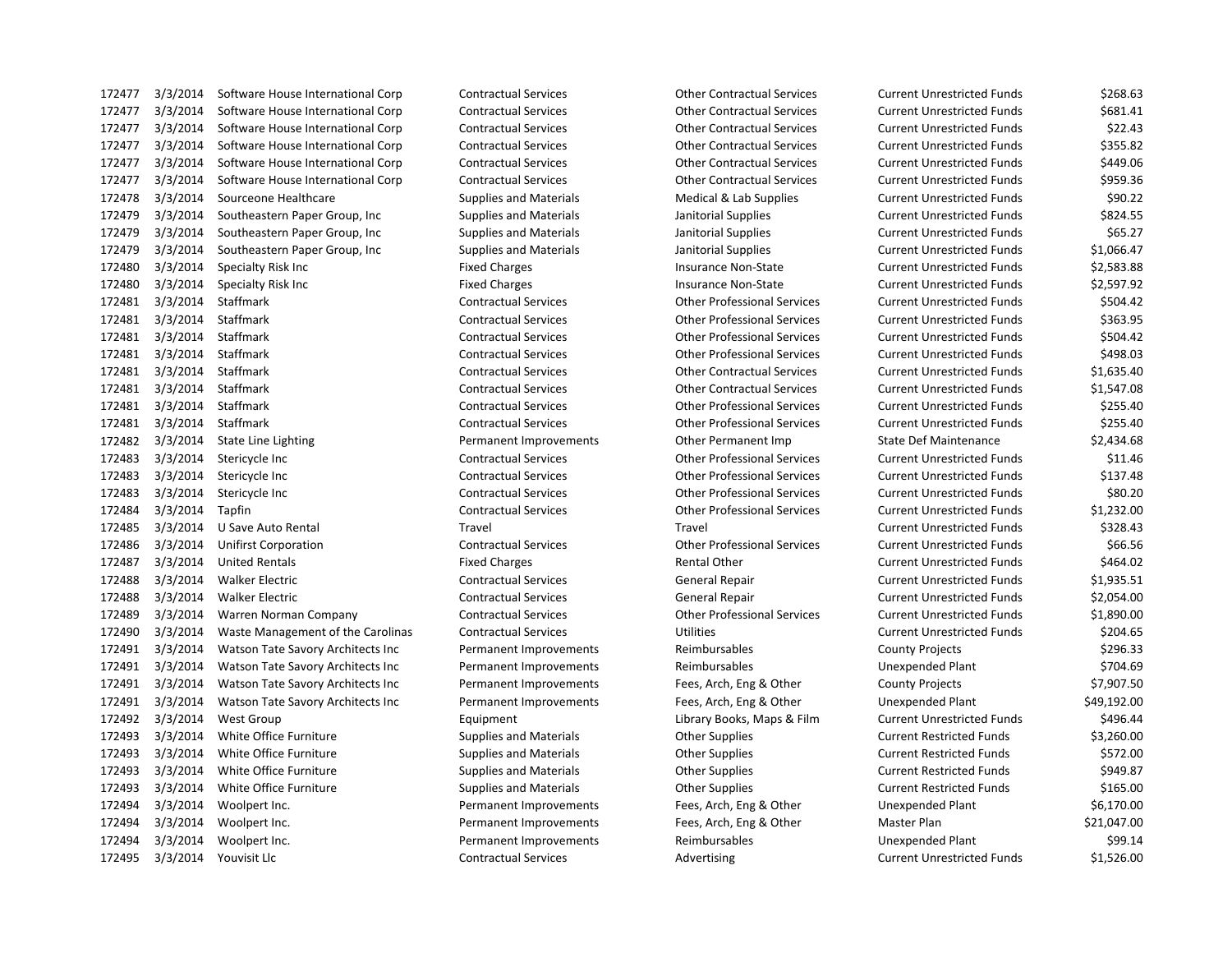| | | | | | | |
|---|---|---|---|---|---|---|
| 172477 | 3/3/2014 | Software House International Corp | Contractual Services | Other Contractual Services | Current Unrestricted Funds | $268.63 |
| 172477 | 3/3/2014 | Software House International Corp | Contractual Services | Other Contractual Services | Current Unrestricted Funds | $681.41 |
| 172477 | 3/3/2014 | Software House International Corp | Contractual Services | Other Contractual Services | Current Unrestricted Funds | $22.43 |
| 172477 | 3/3/2014 | Software House International Corp | Contractual Services | Other Contractual Services | Current Unrestricted Funds | $355.82 |
| 172477 | 3/3/2014 | Software House International Corp | Contractual Services | Other Contractual Services | Current Unrestricted Funds | $449.06 |
| 172477 | 3/3/2014 | Software House International Corp | Contractual Services | Other Contractual Services | Current Unrestricted Funds | $959.36 |
| 172478 | 3/3/2014 | Sourceone Healthcare | Supplies and Materials | Medical & Lab Supplies | Current Unrestricted Funds | $90.22 |
| 172479 | 3/3/2014 | Southeastern Paper Group, Inc | Supplies and Materials | Janitorial Supplies | Current Unrestricted Funds | $824.55 |
| 172479 | 3/3/2014 | Southeastern Paper Group, Inc | Supplies and Materials | Janitorial Supplies | Current Unrestricted Funds | $65.27 |
| 172479 | 3/3/2014 | Southeastern Paper Group, Inc | Supplies and Materials | Janitorial Supplies | Current Unrestricted Funds | $1,066.47 |
| 172480 | 3/3/2014 | Specialty Risk Inc | Fixed Charges | Insurance Non-State | Current Unrestricted Funds | $2,583.88 |
| 172480 | 3/3/2014 | Specialty Risk Inc | Fixed Charges | Insurance Non-State | Current Unrestricted Funds | $2,597.92 |
| 172481 | 3/3/2014 | Staffmark | Contractual Services | Other Professional Services | Current Unrestricted Funds | $504.42 |
| 172481 | 3/3/2014 | Staffmark | Contractual Services | Other Professional Services | Current Unrestricted Funds | $363.95 |
| 172481 | 3/3/2014 | Staffmark | Contractual Services | Other Professional Services | Current Unrestricted Funds | $504.42 |
| 172481 | 3/3/2014 | Staffmark | Contractual Services | Other Professional Services | Current Unrestricted Funds | $498.03 |
| 172481 | 3/3/2014 | Staffmark | Contractual Services | Other Contractual Services | Current Unrestricted Funds | $1,635.40 |
| 172481 | 3/3/2014 | Staffmark | Contractual Services | Other Contractual Services | Current Unrestricted Funds | $1,547.08 |
| 172481 | 3/3/2014 | Staffmark | Contractual Services | Other Professional Services | Current Unrestricted Funds | $255.40 |
| 172481 | 3/3/2014 | Staffmark | Contractual Services | Other Professional Services | Current Unrestricted Funds | $255.40 |
| 172482 | 3/3/2014 | State Line Lighting | Permanent Improvements | Other Permanent Imp | State Def Maintenance | $2,434.68 |
| 172483 | 3/3/2014 | Stericycle Inc | Contractual Services | Other Professional Services | Current Unrestricted Funds | $11.46 |
| 172483 | 3/3/2014 | Stericycle Inc | Contractual Services | Other Professional Services | Current Unrestricted Funds | $137.48 |
| 172483 | 3/3/2014 | Stericycle Inc | Contractual Services | Other Professional Services | Current Unrestricted Funds | $80.20 |
| 172484 | 3/3/2014 | Tapfin | Contractual Services | Other Professional Services | Current Unrestricted Funds | $1,232.00 |
| 172485 | 3/3/2014 | U Save Auto Rental | Travel | Travel | Current Unrestricted Funds | $328.43 |
| 172486 | 3/3/2014 | Unifirst Corporation | Contractual Services | Other Professional Services | Current Unrestricted Funds | $66.56 |
| 172487 | 3/3/2014 | United Rentals | Fixed Charges | Rental Other | Current Unrestricted Funds | $464.02 |
| 172488 | 3/3/2014 | Walker Electric | Contractual Services | General Repair | Current Unrestricted Funds | $1,935.51 |
| 172488 | 3/3/2014 | Walker Electric | Contractual Services | General Repair | Current Unrestricted Funds | $2,054.00 |
| 172489 | 3/3/2014 | Warren Norman Company | Contractual Services | Other Professional Services | Current Unrestricted Funds | $1,890.00 |
| 172490 | 3/3/2014 | Waste Management of the Carolinas | Contractual Services | Utilities | Current Unrestricted Funds | $204.65 |
| 172491 | 3/3/2014 | Watson Tate Savory Architects Inc | Permanent Improvements | Reimbursables | County Projects | $296.33 |
| 172491 | 3/3/2014 | Watson Tate Savory Architects Inc | Permanent Improvements | Reimbursables | Unexpended Plant | $704.69 |
| 172491 | 3/3/2014 | Watson Tate Savory Architects Inc | Permanent Improvements | Fees, Arch, Eng & Other | County Projects | $7,907.50 |
| 172491 | 3/3/2014 | Watson Tate Savory Architects Inc | Permanent Improvements | Fees, Arch, Eng & Other | Unexpended Plant | $49,192.00 |
| 172492 | 3/3/2014 | West Group | Equipment | Library Books, Maps & Film | Current Unrestricted Funds | $496.44 |
| 172493 | 3/3/2014 | White Office Furniture | Supplies and Materials | Other Supplies | Current Restricted Funds | $3,260.00 |
| 172493 | 3/3/2014 | White Office Furniture | Supplies and Materials | Other Supplies | Current Restricted Funds | $572.00 |
| 172493 | 3/3/2014 | White Office Furniture | Supplies and Materials | Other Supplies | Current Restricted Funds | $949.87 |
| 172493 | 3/3/2014 | White Office Furniture | Supplies and Materials | Other Supplies | Current Restricted Funds | $165.00 |
| 172494 | 3/3/2014 | Woolpert Inc. | Permanent Improvements | Fees, Arch, Eng & Other | Unexpended Plant | $6,170.00 |
| 172494 | 3/3/2014 | Woolpert Inc. | Permanent Improvements | Fees, Arch, Eng & Other | Master Plan | $21,047.00 |
| 172494 | 3/3/2014 | Woolpert Inc. | Permanent Improvements | Reimbursables | Unexpended Plant | $99.14 |
| 172495 | 3/3/2014 | Youvisit Llc | Contractual Services | Advertising | Current Unrestricted Funds | $1,526.00 |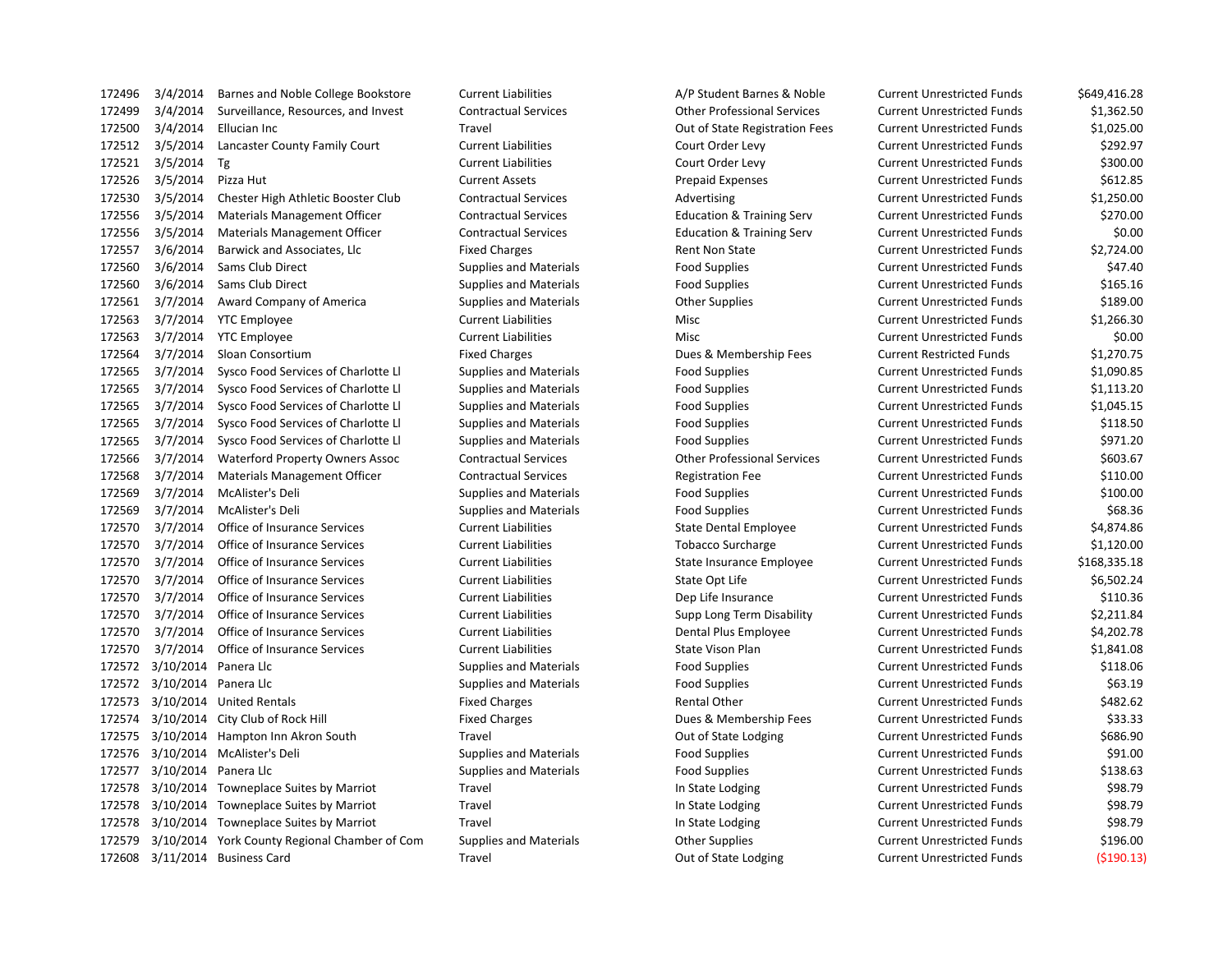| | | | | | | |
|---|---|---|---|---|---|---|
| 172496 | 3/4/2014 | Barnes and Noble College Bookstore | Current Liabilities | A/P Student Barnes & Noble | Current Unrestricted Funds | $649,416.28 |
| 172499 | 3/4/2014 | Surveillance, Resources, and Invest | Contractual Services | Other Professional Services | Current Unrestricted Funds | $1,362.50 |
| 172500 | 3/4/2014 | Ellucian Inc | Travel | Out of State Registration Fees | Current Unrestricted Funds | $1,025.00 |
| 172512 | 3/5/2014 | Lancaster County Family Court | Current Liabilities | Court Order Levy | Current Unrestricted Funds | $292.97 |
| 172521 | 3/5/2014 | Tg | Current Liabilities | Court Order Levy | Current Unrestricted Funds | $300.00 |
| 172526 | 3/5/2014 | Pizza Hut | Current Assets | Prepaid Expenses | Current Unrestricted Funds | $612.85 |
| 172530 | 3/5/2014 | Chester High Athletic Booster Club | Contractual Services | Advertising | Current Unrestricted Funds | $1,250.00 |
| 172556 | 3/5/2014 | Materials Management Officer | Contractual Services | Education & Training Serv | Current Unrestricted Funds | $270.00 |
| 172556 | 3/5/2014 | Materials Management Officer | Contractual Services | Education & Training Serv | Current Unrestricted Funds | $0.00 |
| 172557 | 3/6/2014 | Barwick and Associates, Llc | Fixed Charges | Rent Non State | Current Unrestricted Funds | $2,724.00 |
| 172560 | 3/6/2014 | Sams Club Direct | Supplies and Materials | Food Supplies | Current Unrestricted Funds | $47.40 |
| 172560 | 3/6/2014 | Sams Club Direct | Supplies and Materials | Food Supplies | Current Unrestricted Funds | $165.16 |
| 172561 | 3/7/2014 | Award Company of America | Supplies and Materials | Other Supplies | Current Unrestricted Funds | $189.00 |
| 172563 | 3/7/2014 | YTC Employee | Current Liabilities | Misc | Current Unrestricted Funds | $1,266.30 |
| 172563 | 3/7/2014 | YTC Employee | Current Liabilities | Misc | Current Unrestricted Funds | $0.00 |
| 172564 | 3/7/2014 | Sloan Consortium | Fixed Charges | Dues & Membership Fees | Current Restricted Funds | $1,270.75 |
| 172565 | 3/7/2014 | Sysco Food Services of Charlotte Ll | Supplies and Materials | Food Supplies | Current Unrestricted Funds | $1,090.85 |
| 172565 | 3/7/2014 | Sysco Food Services of Charlotte Ll | Supplies and Materials | Food Supplies | Current Unrestricted Funds | $1,113.20 |
| 172565 | 3/7/2014 | Sysco Food Services of Charlotte Ll | Supplies and Materials | Food Supplies | Current Unrestricted Funds | $1,045.15 |
| 172565 | 3/7/2014 | Sysco Food Services of Charlotte Ll | Supplies and Materials | Food Supplies | Current Unrestricted Funds | $118.50 |
| 172565 | 3/7/2014 | Sysco Food Services of Charlotte Ll | Supplies and Materials | Food Supplies | Current Unrestricted Funds | $971.20 |
| 172566 | 3/7/2014 | Waterford Property Owners Assoc | Contractual Services | Other Professional Services | Current Unrestricted Funds | $603.67 |
| 172568 | 3/7/2014 | Materials Management Officer | Contractual Services | Registration Fee | Current Unrestricted Funds | $110.00 |
| 172569 | 3/7/2014 | McAlister's Deli | Supplies and Materials | Food Supplies | Current Unrestricted Funds | $100.00 |
| 172569 | 3/7/2014 | McAlister's Deli | Supplies and Materials | Food Supplies | Current Unrestricted Funds | $68.36 |
| 172570 | 3/7/2014 | Office of Insurance Services | Current Liabilities | State Dental Employee | Current Unrestricted Funds | $4,874.86 |
| 172570 | 3/7/2014 | Office of Insurance Services | Current Liabilities | Tobacco Surcharge | Current Unrestricted Funds | $1,120.00 |
| 172570 | 3/7/2014 | Office of Insurance Services | Current Liabilities | State Insurance Employee | Current Unrestricted Funds | $168,335.18 |
| 172570 | 3/7/2014 | Office of Insurance Services | Current Liabilities | State Opt Life | Current Unrestricted Funds | $6,502.24 |
| 172570 | 3/7/2014 | Office of Insurance Services | Current Liabilities | Dep Life Insurance | Current Unrestricted Funds | $110.36 |
| 172570 | 3/7/2014 | Office of Insurance Services | Current Liabilities | Supp Long Term Disability | Current Unrestricted Funds | $2,211.84 |
| 172570 | 3/7/2014 | Office of Insurance Services | Current Liabilities | Dental Plus Employee | Current Unrestricted Funds | $4,202.78 |
| 172570 | 3/7/2014 | Office of Insurance Services | Current Liabilities | State Vison Plan | Current Unrestricted Funds | $1,841.08 |
| 172572 | 3/10/2014 | Panera Llc | Supplies and Materials | Food Supplies | Current Unrestricted Funds | $118.06 |
| 172572 | 3/10/2014 | Panera Llc | Supplies and Materials | Food Supplies | Current Unrestricted Funds | $63.19 |
| 172573 | 3/10/2014 | United Rentals | Fixed Charges | Rental Other | Current Unrestricted Funds | $482.62 |
| 172574 | 3/10/2014 | City Club of Rock Hill | Fixed Charges | Dues & Membership Fees | Current Unrestricted Funds | $33.33 |
| 172575 | 3/10/2014 | Hampton Inn Akron South | Travel | Out of State Lodging | Current Unrestricted Funds | $686.90 |
| 172576 | 3/10/2014 | McAlister's Deli | Supplies and Materials | Food Supplies | Current Unrestricted Funds | $91.00 |
| 172577 | 3/10/2014 | Panera Llc | Supplies and Materials | Food Supplies | Current Unrestricted Funds | $138.63 |
| 172578 | 3/10/2014 | Towneplace Suites by Marriot | Travel | In State Lodging | Current Unrestricted Funds | $98.79 |
| 172578 | 3/10/2014 | Towneplace Suites by Marriot | Travel | In State Lodging | Current Unrestricted Funds | $98.79 |
| 172578 | 3/10/2014 | Towneplace Suites by Marriot | Travel | In State Lodging | Current Unrestricted Funds | $98.79 |
| 172579 | 3/10/2014 | York County Regional Chamber of Com | Supplies and Materials | Other Supplies | Current Unrestricted Funds | $196.00 |
| 172608 | 3/11/2014 | Business Card | Travel | Out of State Lodging | Current Unrestricted Funds | ($190.13) |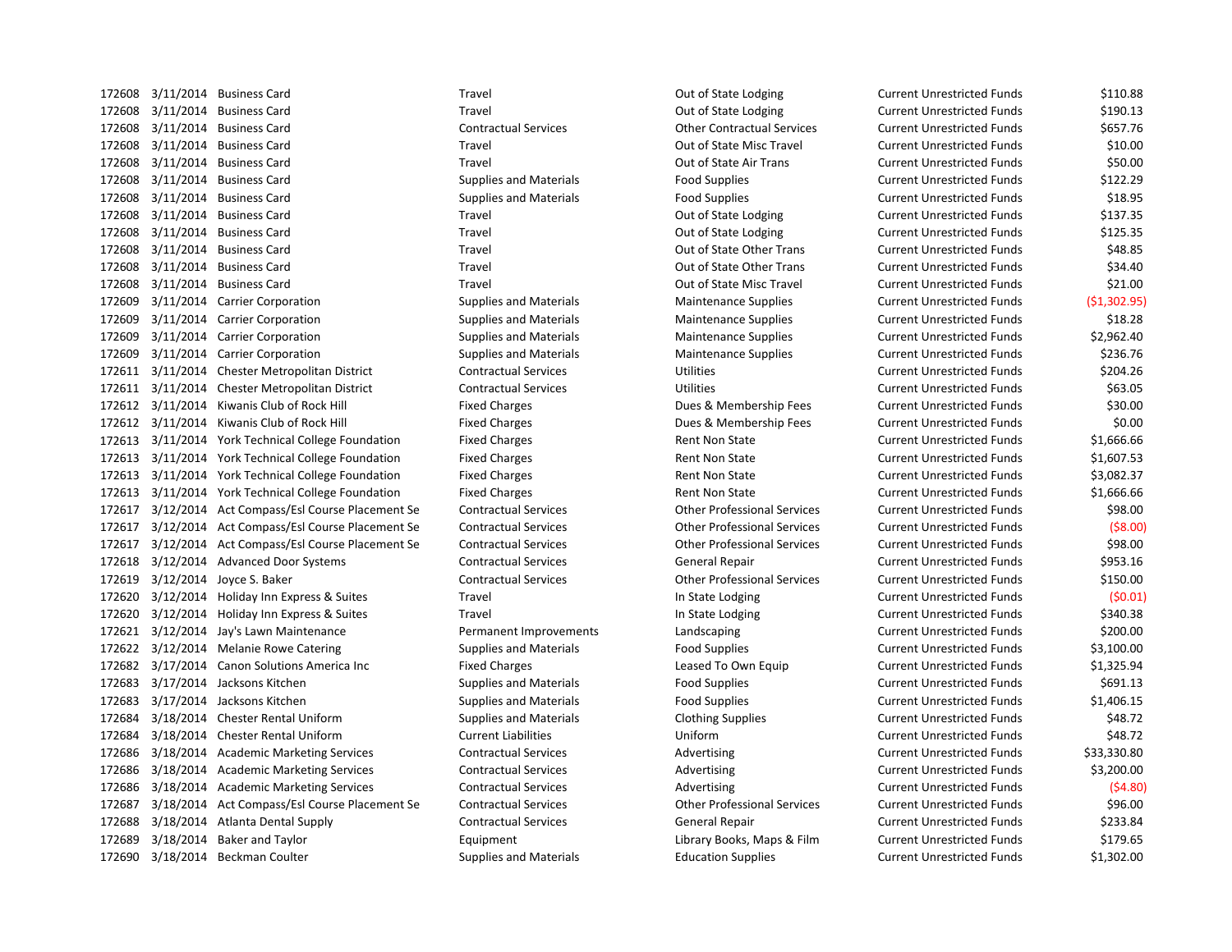| | | | | | | |
|---|---|---|---|---|---|---|
| 172608 | 3/11/2014 | Business Card | Travel | Out of State Lodging | Current Unrestricted Funds | $110.88 |
| 172608 | 3/11/2014 | Business Card | Travel | Out of State Lodging | Current Unrestricted Funds | $190.13 |
| 172608 | 3/11/2014 | Business Card | Contractual Services | Other Contractual Services | Current Unrestricted Funds | $657.76 |
| 172608 | 3/11/2014 | Business Card | Travel | Out of State Misc Travel | Current Unrestricted Funds | $10.00 |
| 172608 | 3/11/2014 | Business Card | Travel | Out of State Air Trans | Current Unrestricted Funds | $50.00 |
| 172608 | 3/11/2014 | Business Card | Supplies and Materials | Food Supplies | Current Unrestricted Funds | $122.29 |
| 172608 | 3/11/2014 | Business Card | Supplies and Materials | Food Supplies | Current Unrestricted Funds | $18.95 |
| 172608 | 3/11/2014 | Business Card | Travel | Out of State Lodging | Current Unrestricted Funds | $137.35 |
| 172608 | 3/11/2014 | Business Card | Travel | Out of State Lodging | Current Unrestricted Funds | $125.35 |
| 172608 | 3/11/2014 | Business Card | Travel | Out of State Other Trans | Current Unrestricted Funds | $48.85 |
| 172608 | 3/11/2014 | Business Card | Travel | Out of State Other Trans | Current Unrestricted Funds | $34.40 |
| 172608 | 3/11/2014 | Business Card | Travel | Out of State Misc Travel | Current Unrestricted Funds | $21.00 |
| 172609 | 3/11/2014 | Carrier Corporation | Supplies and Materials | Maintenance Supplies | Current Unrestricted Funds | ($1,302.95) |
| 172609 | 3/11/2014 | Carrier Corporation | Supplies and Materials | Maintenance Supplies | Current Unrestricted Funds | $18.28 |
| 172609 | 3/11/2014 | Carrier Corporation | Supplies and Materials | Maintenance Supplies | Current Unrestricted Funds | $2,962.40 |
| 172609 | 3/11/2014 | Carrier Corporation | Supplies and Materials | Maintenance Supplies | Current Unrestricted Funds | $236.76 |
| 172611 | 3/11/2014 | Chester Metropolitan District | Contractual Services | Utilities | Current Unrestricted Funds | $204.26 |
| 172611 | 3/11/2014 | Chester Metropolitan District | Contractual Services | Utilities | Current Unrestricted Funds | $63.05 |
| 172612 | 3/11/2014 | Kiwanis Club of Rock Hill | Fixed Charges | Dues & Membership Fees | Current Unrestricted Funds | $30.00 |
| 172612 | 3/11/2014 | Kiwanis Club of Rock Hill | Fixed Charges | Dues & Membership Fees | Current Unrestricted Funds | $0.00 |
| 172613 | 3/11/2014 | York Technical College Foundation | Fixed Charges | Rent Non State | Current Unrestricted Funds | $1,666.66 |
| 172613 | 3/11/2014 | York Technical College Foundation | Fixed Charges | Rent Non State | Current Unrestricted Funds | $1,607.53 |
| 172613 | 3/11/2014 | York Technical College Foundation | Fixed Charges | Rent Non State | Current Unrestricted Funds | $3,082.37 |
| 172613 | 3/11/2014 | York Technical College Foundation | Fixed Charges | Rent Non State | Current Unrestricted Funds | $1,666.66 |
| 172617 | 3/12/2014 | Act Compass/Esl Course Placement Se | Contractual Services | Other Professional Services | Current Unrestricted Funds | $98.00 |
| 172617 | 3/12/2014 | Act Compass/Esl Course Placement Se | Contractual Services | Other Professional Services | Current Unrestricted Funds | ($8.00) |
| 172617 | 3/12/2014 | Act Compass/Esl Course Placement Se | Contractual Services | Other Professional Services | Current Unrestricted Funds | $98.00 |
| 172618 | 3/12/2014 | Advanced Door Systems | Contractual Services | General Repair | Current Unrestricted Funds | $953.16 |
| 172619 | 3/12/2014 | Joyce S. Baker | Contractual Services | Other Professional Services | Current Unrestricted Funds | $150.00 |
| 172620 | 3/12/2014 | Holiday Inn Express & Suites | Travel | In State Lodging | Current Unrestricted Funds | ($0.01) |
| 172620 | 3/12/2014 | Holiday Inn Express & Suites | Travel | In State Lodging | Current Unrestricted Funds | $340.38 |
| 172621 | 3/12/2014 | Jay's Lawn Maintenance | Permanent Improvements | Landscaping | Current Unrestricted Funds | $200.00 |
| 172622 | 3/12/2014 | Melanie Rowe Catering | Supplies and Materials | Food Supplies | Current Unrestricted Funds | $3,100.00 |
| 172682 | 3/17/2014 | Canon Solutions America Inc | Fixed Charges | Leased To Own Equip | Current Unrestricted Funds | $1,325.94 |
| 172683 | 3/17/2014 | Jacksons Kitchen | Supplies and Materials | Food Supplies | Current Unrestricted Funds | $691.13 |
| 172683 | 3/17/2014 | Jacksons Kitchen | Supplies and Materials | Food Supplies | Current Unrestricted Funds | $1,406.15 |
| 172684 | 3/18/2014 | Chester Rental Uniform | Supplies and Materials | Clothing Supplies | Current Unrestricted Funds | $48.72 |
| 172684 | 3/18/2014 | Chester Rental Uniform | Current Liabilities | Uniform | Current Unrestricted Funds | $48.72 |
| 172686 | 3/18/2014 | Academic Marketing Services | Contractual Services | Advertising | Current Unrestricted Funds | $33,330.80 |
| 172686 | 3/18/2014 | Academic Marketing Services | Contractual Services | Advertising | Current Unrestricted Funds | $3,200.00 |
| 172686 | 3/18/2014 | Academic Marketing Services | Contractual Services | Advertising | Current Unrestricted Funds | ($4.80) |
| 172687 | 3/18/2014 | Act Compass/Esl Course Placement Se | Contractual Services | Other Professional Services | Current Unrestricted Funds | $96.00 |
| 172688 | 3/18/2014 | Atlanta Dental Supply | Contractual Services | General Repair | Current Unrestricted Funds | $233.84 |
| 172689 | 3/18/2014 | Baker and Taylor | Equipment | Library Books, Maps & Film | Current Unrestricted Funds | $179.65 |
| 172690 | 3/18/2014 | Beckman Coulter | Supplies and Materials | Education Supplies | Current Unrestricted Funds | $1,302.00 |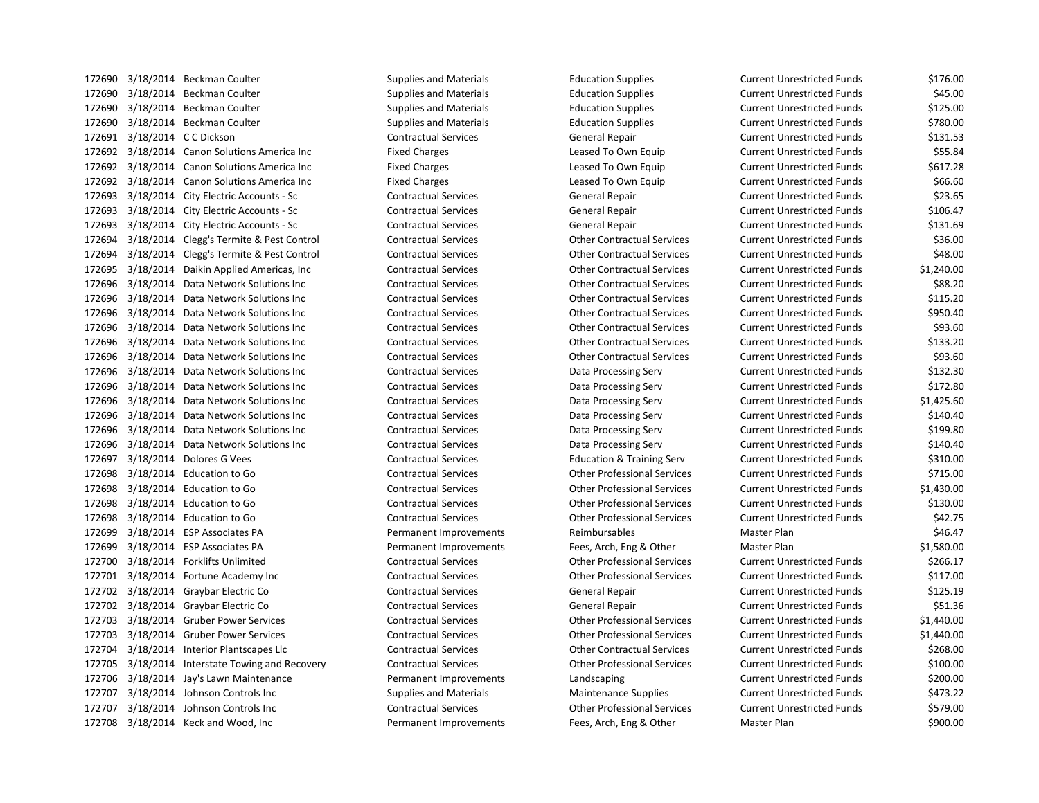| | | | | | | |
|---|---|---|---|---|---|---|
| 172690 | 3/18/2014 | Beckman Coulter | Supplies and Materials | Education Supplies | Current Unrestricted Funds | $176.00 |
| 172690 | 3/18/2014 | Beckman Coulter | Supplies and Materials | Education Supplies | Current Unrestricted Funds | $45.00 |
| 172690 | 3/18/2014 | Beckman Coulter | Supplies and Materials | Education Supplies | Current Unrestricted Funds | $125.00 |
| 172690 | 3/18/2014 | Beckman Coulter | Supplies and Materials | Education Supplies | Current Unrestricted Funds | $780.00 |
| 172691 | 3/18/2014 | C C Dickson | Contractual Services | General Repair | Current Unrestricted Funds | $131.53 |
| 172692 | 3/18/2014 | Canon Solutions America Inc | Fixed Charges | Leased To Own Equip | Current Unrestricted Funds | $55.84 |
| 172692 | 3/18/2014 | Canon Solutions America Inc | Fixed Charges | Leased To Own Equip | Current Unrestricted Funds | $617.28 |
| 172692 | 3/18/2014 | Canon Solutions America Inc | Fixed Charges | Leased To Own Equip | Current Unrestricted Funds | $66.60 |
| 172693 | 3/18/2014 | City Electric Accounts - Sc | Contractual Services | General Repair | Current Unrestricted Funds | $23.65 |
| 172693 | 3/18/2014 | City Electric Accounts - Sc | Contractual Services | General Repair | Current Unrestricted Funds | $106.47 |
| 172693 | 3/18/2014 | City Electric Accounts - Sc | Contractual Services | General Repair | Current Unrestricted Funds | $131.69 |
| 172694 | 3/18/2014 | Clegg's Termite & Pest Control | Contractual Services | Other Contractual Services | Current Unrestricted Funds | $36.00 |
| 172694 | 3/18/2014 | Clegg's Termite & Pest Control | Contractual Services | Other Contractual Services | Current Unrestricted Funds | $48.00 |
| 172695 | 3/18/2014 | Daikin Applied Americas, Inc | Contractual Services | Other Contractual Services | Current Unrestricted Funds | $1,240.00 |
| 172696 | 3/18/2014 | Data Network Solutions Inc | Contractual Services | Other Contractual Services | Current Unrestricted Funds | $88.20 |
| 172696 | 3/18/2014 | Data Network Solutions Inc | Contractual Services | Other Contractual Services | Current Unrestricted Funds | $115.20 |
| 172696 | 3/18/2014 | Data Network Solutions Inc | Contractual Services | Other Contractual Services | Current Unrestricted Funds | $950.40 |
| 172696 | 3/18/2014 | Data Network Solutions Inc | Contractual Services | Other Contractual Services | Current Unrestricted Funds | $93.60 |
| 172696 | 3/18/2014 | Data Network Solutions Inc | Contractual Services | Other Contractual Services | Current Unrestricted Funds | $133.20 |
| 172696 | 3/18/2014 | Data Network Solutions Inc | Contractual Services | Other Contractual Services | Current Unrestricted Funds | $93.60 |
| 172696 | 3/18/2014 | Data Network Solutions Inc | Contractual Services | Data Processing Serv | Current Unrestricted Funds | $132.30 |
| 172696 | 3/18/2014 | Data Network Solutions Inc | Contractual Services | Data Processing Serv | Current Unrestricted Funds | $172.80 |
| 172696 | 3/18/2014 | Data Network Solutions Inc | Contractual Services | Data Processing Serv | Current Unrestricted Funds | $1,425.60 |
| 172696 | 3/18/2014 | Data Network Solutions Inc | Contractual Services | Data Processing Serv | Current Unrestricted Funds | $140.40 |
| 172696 | 3/18/2014 | Data Network Solutions Inc | Contractual Services | Data Processing Serv | Current Unrestricted Funds | $199.80 |
| 172696 | 3/18/2014 | Data Network Solutions Inc | Contractual Services | Data Processing Serv | Current Unrestricted Funds | $140.40 |
| 172697 | 3/18/2014 | Dolores G Vees | Contractual Services | Education & Training Serv | Current Unrestricted Funds | $310.00 |
| 172698 | 3/18/2014 | Education to Go | Contractual Services | Other Professional Services | Current Unrestricted Funds | $715.00 |
| 172698 | 3/18/2014 | Education to Go | Contractual Services | Other Professional Services | Current Unrestricted Funds | $1,430.00 |
| 172698 | 3/18/2014 | Education to Go | Contractual Services | Other Professional Services | Current Unrestricted Funds | $130.00 |
| 172698 | 3/18/2014 | Education to Go | Contractual Services | Other Professional Services | Current Unrestricted Funds | $42.75 |
| 172699 | 3/18/2014 | ESP Associates PA | Permanent Improvements | Reimbursables | Master Plan | $46.47 |
| 172699 | 3/18/2014 | ESP Associates PA | Permanent Improvements | Fees, Arch, Eng & Other | Master Plan | $1,580.00 |
| 172700 | 3/18/2014 | Forklifts Unlimited | Contractual Services | Other Professional Services | Current Unrestricted Funds | $266.17 |
| 172701 | 3/18/2014 | Fortune Academy Inc | Contractual Services | Other Professional Services | Current Unrestricted Funds | $117.00 |
| 172702 | 3/18/2014 | Graybar Electric Co | Contractual Services | General Repair | Current Unrestricted Funds | $125.19 |
| 172702 | 3/18/2014 | Graybar Electric Co | Contractual Services | General Repair | Current Unrestricted Funds | $51.36 |
| 172703 | 3/18/2014 | Gruber Power Services | Contractual Services | Other Professional Services | Current Unrestricted Funds | $1,440.00 |
| 172703 | 3/18/2014 | Gruber Power Services | Contractual Services | Other Professional Services | Current Unrestricted Funds | $1,440.00 |
| 172704 | 3/18/2014 | Interior Plantscapes Llc | Contractual Services | Other Contractual Services | Current Unrestricted Funds | $268.00 |
| 172705 | 3/18/2014 | Interstate Towing and Recovery | Contractual Services | Other Professional Services | Current Unrestricted Funds | $100.00 |
| 172706 | 3/18/2014 | Jay's Lawn Maintenance | Permanent Improvements | Landscaping | Current Unrestricted Funds | $200.00 |
| 172707 | 3/18/2014 | Johnson Controls Inc | Supplies and Materials | Maintenance Supplies | Current Unrestricted Funds | $473.22 |
| 172707 | 3/18/2014 | Johnson Controls Inc | Contractual Services | Other Professional Services | Current Unrestricted Funds | $579.00 |
| 172708 | 3/18/2014 | Keck and Wood, Inc | Permanent Improvements | Fees, Arch, Eng & Other | Master Plan | $900.00 |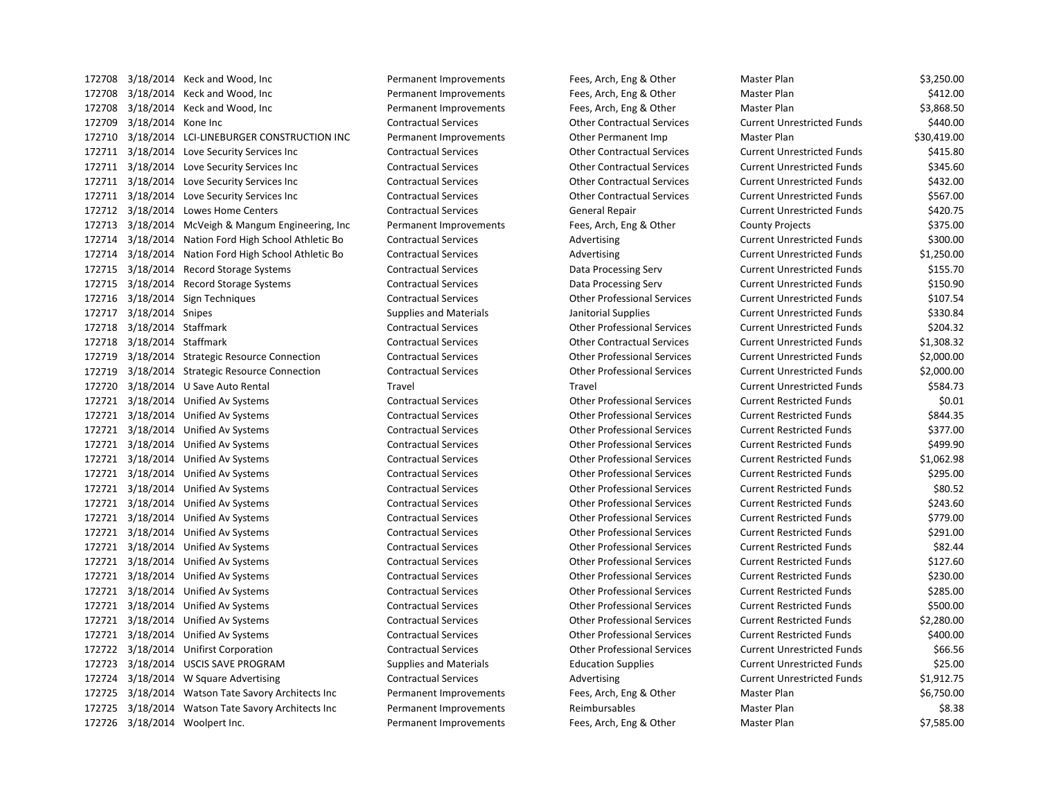| | | | | | | |
|---|---|---|---|---|---|---|
| 172708 | 3/18/2014 | Keck and Wood, Inc | Permanent Improvements | Fees, Arch, Eng & Other | Master Plan | $3,250.00 |
| 172708 | 3/18/2014 | Keck and Wood, Inc | Permanent Improvements | Fees, Arch, Eng & Other | Master Plan | $412.00 |
| 172708 | 3/18/2014 | Keck and Wood, Inc | Permanent Improvements | Fees, Arch, Eng & Other | Master Plan | $3,868.50 |
| 172709 | 3/18/2014 | Kone Inc | Contractual Services | Other Contractual Services | Current Unrestricted Funds | $440.00 |
| 172710 | 3/18/2014 | LCI-LINEBURGER CONSTRUCTION INC | Permanent Improvements | Other Permanent Imp | Master Plan | $30,419.00 |
| 172711 | 3/18/2014 | Love Security Services Inc | Contractual Services | Other Contractual Services | Current Unrestricted Funds | $415.80 |
| 172711 | 3/18/2014 | Love Security Services Inc | Contractual Services | Other Contractual Services | Current Unrestricted Funds | $345.60 |
| 172711 | 3/18/2014 | Love Security Services Inc | Contractual Services | Other Contractual Services | Current Unrestricted Funds | $432.00 |
| 172711 | 3/18/2014 | Love Security Services Inc | Contractual Services | Other Contractual Services | Current Unrestricted Funds | $567.00 |
| 172712 | 3/18/2014 | Lowes Home Centers | Contractual Services | General Repair | Current Unrestricted Funds | $420.75 |
| 172713 | 3/18/2014 | McVeigh & Mangum Engineering, Inc | Permanent Improvements | Fees, Arch, Eng & Other | County Projects | $375.00 |
| 172714 | 3/18/2014 | Nation Ford High School Athletic Bo | Contractual Services | Advertising | Current Unrestricted Funds | $300.00 |
| 172714 | 3/18/2014 | Nation Ford High School Athletic Bo | Contractual Services | Advertising | Current Unrestricted Funds | $1,250.00 |
| 172715 | 3/18/2014 | Record Storage Systems | Contractual Services | Data Processing Serv | Current Unrestricted Funds | $155.70 |
| 172715 | 3/18/2014 | Record Storage Systems | Contractual Services | Data Processing Serv | Current Unrestricted Funds | $150.90 |
| 172716 | 3/18/2014 | Sign Techniques | Contractual Services | Other Professional Services | Current Unrestricted Funds | $107.54 |
| 172717 | 3/18/2014 | Snipes | Supplies and Materials | Janitorial Supplies | Current Unrestricted Funds | $330.84 |
| 172718 | 3/18/2014 | Staffmark | Contractual Services | Other Professional Services | Current Unrestricted Funds | $204.32 |
| 172718 | 3/18/2014 | Staffmark | Contractual Services | Other Contractual Services | Current Unrestricted Funds | $1,308.32 |
| 172719 | 3/18/2014 | Strategic Resource Connection | Contractual Services | Other Professional Services | Current Unrestricted Funds | $2,000.00 |
| 172719 | 3/18/2014 | Strategic Resource Connection | Contractual Services | Other Professional Services | Current Unrestricted Funds | $2,000.00 |
| 172720 | 3/18/2014 | U Save Auto Rental | Travel | Travel | Current Unrestricted Funds | $584.73 |
| 172721 | 3/18/2014 | Unified Av Systems | Contractual Services | Other Professional Services | Current Restricted Funds | $0.01 |
| 172721 | 3/18/2014 | Unified Av Systems | Contractual Services | Other Professional Services | Current Restricted Funds | $844.35 |
| 172721 | 3/18/2014 | Unified Av Systems | Contractual Services | Other Professional Services | Current Restricted Funds | $377.00 |
| 172721 | 3/18/2014 | Unified Av Systems | Contractual Services | Other Professional Services | Current Restricted Funds | $499.90 |
| 172721 | 3/18/2014 | Unified Av Systems | Contractual Services | Other Professional Services | Current Restricted Funds | $1,062.98 |
| 172721 | 3/18/2014 | Unified Av Systems | Contractual Services | Other Professional Services | Current Restricted Funds | $295.00 |
| 172721 | 3/18/2014 | Unified Av Systems | Contractual Services | Other Professional Services | Current Restricted Funds | $80.52 |
| 172721 | 3/18/2014 | Unified Av Systems | Contractual Services | Other Professional Services | Current Restricted Funds | $243.60 |
| 172721 | 3/18/2014 | Unified Av Systems | Contractual Services | Other Professional Services | Current Restricted Funds | $779.00 |
| 172721 | 3/18/2014 | Unified Av Systems | Contractual Services | Other Professional Services | Current Restricted Funds | $291.00 |
| 172721 | 3/18/2014 | Unified Av Systems | Contractual Services | Other Professional Services | Current Restricted Funds | $82.44 |
| 172721 | 3/18/2014 | Unified Av Systems | Contractual Services | Other Professional Services | Current Restricted Funds | $127.60 |
| 172721 | 3/18/2014 | Unified Av Systems | Contractual Services | Other Professional Services | Current Restricted Funds | $230.00 |
| 172721 | 3/18/2014 | Unified Av Systems | Contractual Services | Other Professional Services | Current Restricted Funds | $285.00 |
| 172721 | 3/18/2014 | Unified Av Systems | Contractual Services | Other Professional Services | Current Restricted Funds | $500.00 |
| 172721 | 3/18/2014 | Unified Av Systems | Contractual Services | Other Professional Services | Current Restricted Funds | $2,280.00 |
| 172721 | 3/18/2014 | Unified Av Systems | Contractual Services | Other Professional Services | Current Restricted Funds | $400.00 |
| 172722 | 3/18/2014 | Unifirst Corporation | Contractual Services | Other Professional Services | Current Unrestricted Funds | $66.56 |
| 172723 | 3/18/2014 | USCIS SAVE PROGRAM | Supplies and Materials | Education Supplies | Current Unrestricted Funds | $25.00 |
| 172724 | 3/18/2014 | W Square Advertising | Contractual Services | Advertising | Current Unrestricted Funds | $1,912.75 |
| 172725 | 3/18/2014 | Watson Tate Savory Architects Inc | Permanent Improvements | Fees, Arch, Eng & Other | Master Plan | $6,750.00 |
| 172725 | 3/18/2014 | Watson Tate Savory Architects Inc | Permanent Improvements | Reimbursables | Master Plan | $8.38 |
| 172726 | 3/18/2014 | Woolpert Inc. | Permanent Improvements | Fees, Arch, Eng & Other | Master Plan | $7,585.00 |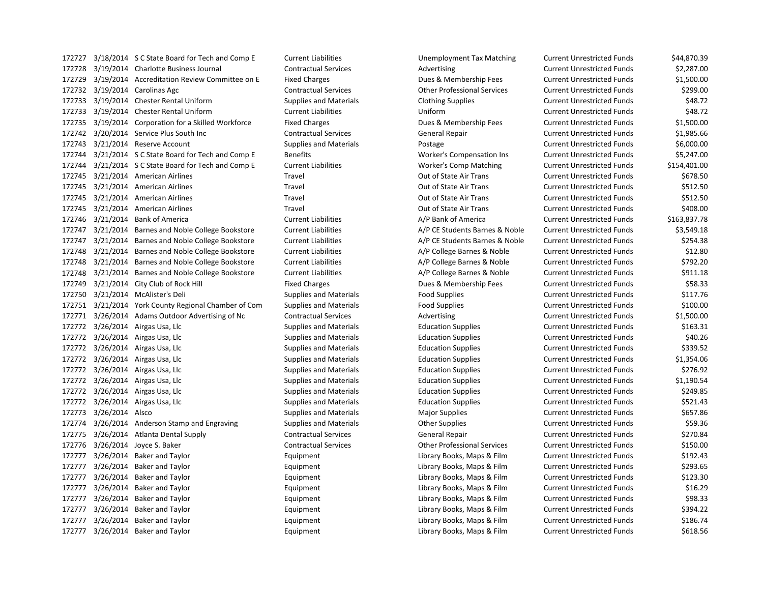| | | | | | | |
|---|---|---|---|---|---|---|
| 172727 | 3/18/2014 | S C State Board for Tech and Comp E | Current Liabilities | Unemployment Tax Matching | Current Unrestricted Funds | $44,870.39 |
| 172728 | 3/19/2014 | Charlotte Business Journal | Contractual Services | Advertising | Current Unrestricted Funds | $2,287.00 |
| 172729 | 3/19/2014 | Accreditation Review Committee on E | Fixed Charges | Dues & Membership Fees | Current Unrestricted Funds | $1,500.00 |
| 172732 | 3/19/2014 | Carolinas Agc | Contractual Services | Other Professional Services | Current Unrestricted Funds | $299.00 |
| 172733 | 3/19/2014 | Chester Rental Uniform | Supplies and Materials | Clothing Supplies | Current Unrestricted Funds | $48.72 |
| 172733 | 3/19/2014 | Chester Rental Uniform | Current Liabilities | Uniform | Current Unrestricted Funds | $48.72 |
| 172735 | 3/19/2014 | Corporation for a Skilled Workforce | Fixed Charges | Dues & Membership Fees | Current Unrestricted Funds | $1,500.00 |
| 172742 | 3/20/2014 | Service Plus South Inc | Contractual Services | General Repair | Current Unrestricted Funds | $1,985.66 |
| 172743 | 3/21/2014 | Reserve Account | Supplies and Materials | Postage | Current Unrestricted Funds | $6,000.00 |
| 172744 | 3/21/2014 | S C State Board for Tech and Comp E | Benefits | Worker's Compensation Ins | Current Unrestricted Funds | $5,247.00 |
| 172744 | 3/21/2014 | S C State Board for Tech and Comp E | Current Liabilities | Worker's Comp Matching | Current Unrestricted Funds | $154,401.00 |
| 172745 | 3/21/2014 | American Airlines | Travel | Out of State Air Trans | Current Unrestricted Funds | $678.50 |
| 172745 | 3/21/2014 | American Airlines | Travel | Out of State Air Trans | Current Unrestricted Funds | $512.50 |
| 172745 | 3/21/2014 | American Airlines | Travel | Out of State Air Trans | Current Unrestricted Funds | $512.50 |
| 172745 | 3/21/2014 | American Airlines | Travel | Out of State Air Trans | Current Unrestricted Funds | $408.00 |
| 172746 | 3/21/2014 | Bank of America | Current Liabilities | A/P Bank of America | Current Unrestricted Funds | $163,837.78 |
| 172747 | 3/21/2014 | Barnes and Noble College Bookstore | Current Liabilities | A/P CE Students Barnes & Noble | Current Unrestricted Funds | $3,549.18 |
| 172747 | 3/21/2014 | Barnes and Noble College Bookstore | Current Liabilities | A/P CE Students Barnes & Noble | Current Unrestricted Funds | $254.38 |
| 172748 | 3/21/2014 | Barnes and Noble College Bookstore | Current Liabilities | A/P College Barnes & Noble | Current Unrestricted Funds | $12.80 |
| 172748 | 3/21/2014 | Barnes and Noble College Bookstore | Current Liabilities | A/P College Barnes & Noble | Current Unrestricted Funds | $792.20 |
| 172748 | 3/21/2014 | Barnes and Noble College Bookstore | Current Liabilities | A/P College Barnes & Noble | Current Unrestricted Funds | $911.18 |
| 172749 | 3/21/2014 | City Club of Rock Hill | Fixed Charges | Dues & Membership Fees | Current Unrestricted Funds | $58.33 |
| 172750 | 3/21/2014 | McAlister's Deli | Supplies and Materials | Food Supplies | Current Unrestricted Funds | $117.76 |
| 172751 | 3/21/2014 | York County Regional Chamber of Com | Supplies and Materials | Food Supplies | Current Unrestricted Funds | $100.00 |
| 172771 | 3/26/2014 | Adams Outdoor Advertising of Nc | Contractual Services | Advertising | Current Unrestricted Funds | $1,500.00 |
| 172772 | 3/26/2014 | Airgas Usa, Llc | Supplies and Materials | Education Supplies | Current Unrestricted Funds | $163.31 |
| 172772 | 3/26/2014 | Airgas Usa, Llc | Supplies and Materials | Education Supplies | Current Unrestricted Funds | $40.26 |
| 172772 | 3/26/2014 | Airgas Usa, Llc | Supplies and Materials | Education Supplies | Current Unrestricted Funds | $339.52 |
| 172772 | 3/26/2014 | Airgas Usa, Llc | Supplies and Materials | Education Supplies | Current Unrestricted Funds | $1,354.06 |
| 172772 | 3/26/2014 | Airgas Usa, Llc | Supplies and Materials | Education Supplies | Current Unrestricted Funds | $276.92 |
| 172772 | 3/26/2014 | Airgas Usa, Llc | Supplies and Materials | Education Supplies | Current Unrestricted Funds | $1,190.54 |
| 172772 | 3/26/2014 | Airgas Usa, Llc | Supplies and Materials | Education Supplies | Current Unrestricted Funds | $249.85 |
| 172772 | 3/26/2014 | Airgas Usa, Llc | Supplies and Materials | Education Supplies | Current Unrestricted Funds | $521.43 |
| 172773 | 3/26/2014 | Alsco | Supplies and Materials | Major Supplies | Current Unrestricted Funds | $657.86 |
| 172774 | 3/26/2014 | Anderson Stamp and Engraving | Supplies and Materials | Other Supplies | Current Unrestricted Funds | $59.36 |
| 172775 | 3/26/2014 | Atlanta Dental Supply | Contractual Services | General Repair | Current Unrestricted Funds | $270.84 |
| 172776 | 3/26/2014 | Joyce S. Baker | Contractual Services | Other Professional Services | Current Unrestricted Funds | $150.00 |
| 172777 | 3/26/2014 | Baker and Taylor | Equipment | Library Books, Maps & Film | Current Unrestricted Funds | $192.43 |
| 172777 | 3/26/2014 | Baker and Taylor | Equipment | Library Books, Maps & Film | Current Unrestricted Funds | $293.65 |
| 172777 | 3/26/2014 | Baker and Taylor | Equipment | Library Books, Maps & Film | Current Unrestricted Funds | $123.30 |
| 172777 | 3/26/2014 | Baker and Taylor | Equipment | Library Books, Maps & Film | Current Unrestricted Funds | $16.29 |
| 172777 | 3/26/2014 | Baker and Taylor | Equipment | Library Books, Maps & Film | Current Unrestricted Funds | $98.33 |
| 172777 | 3/26/2014 | Baker and Taylor | Equipment | Library Books, Maps & Film | Current Unrestricted Funds | $394.22 |
| 172777 | 3/26/2014 | Baker and Taylor | Equipment | Library Books, Maps & Film | Current Unrestricted Funds | $186.74 |
| 172777 | 3/26/2014 | Baker and Taylor | Equipment | Library Books, Maps & Film | Current Unrestricted Funds | $618.56 |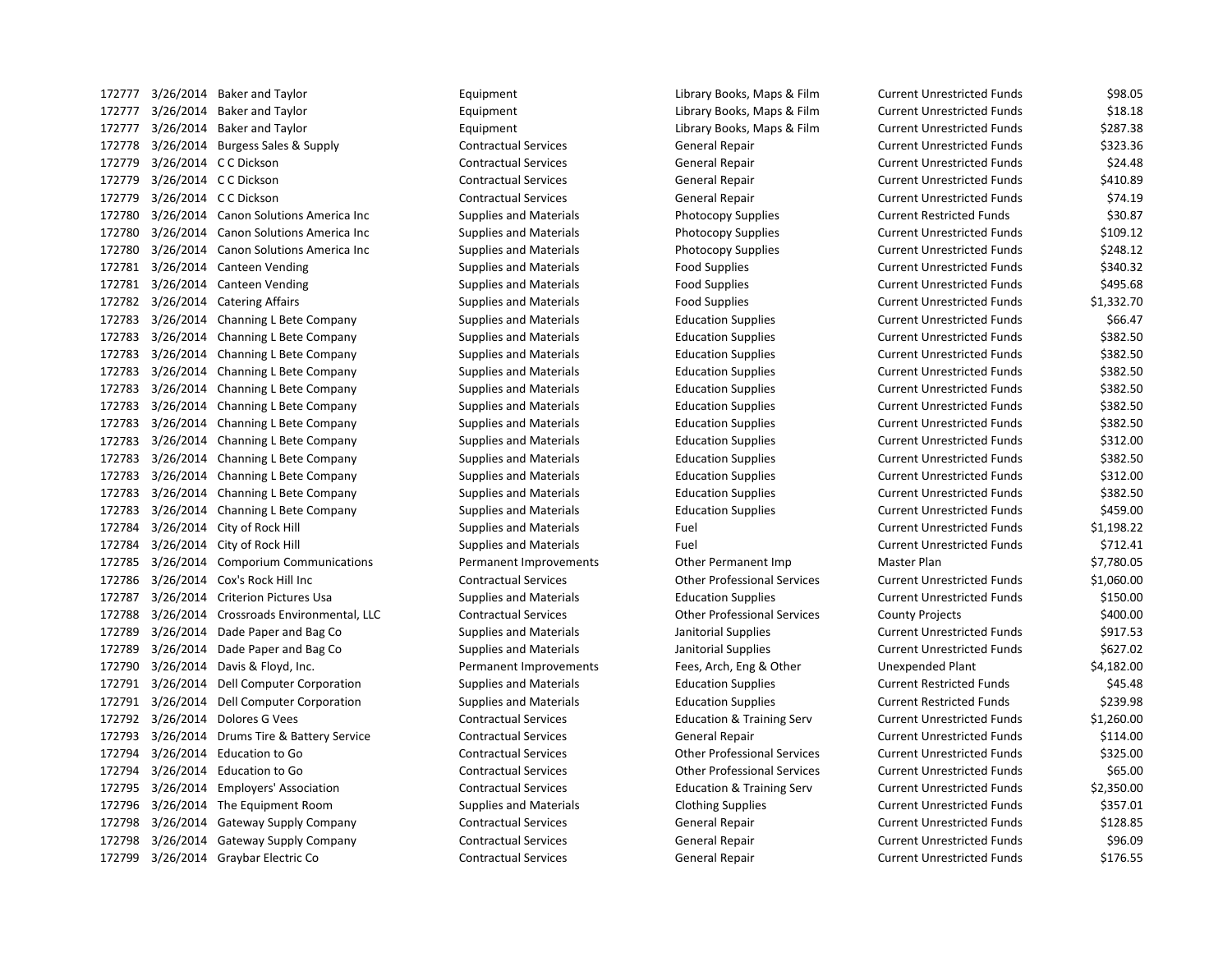| | | | | | | |
|---|---|---|---|---|---|---|
| 172777 | 3/26/2014 | Baker and Taylor | Equipment | Library Books, Maps & Film | Current Unrestricted Funds | $98.05 |
| 172777 | 3/26/2014 | Baker and Taylor | Equipment | Library Books, Maps & Film | Current Unrestricted Funds | $18.18 |
| 172777 | 3/26/2014 | Baker and Taylor | Equipment | Library Books, Maps & Film | Current Unrestricted Funds | $287.38 |
| 172778 | 3/26/2014 | Burgess Sales & Supply | Contractual Services | General Repair | Current Unrestricted Funds | $323.36 |
| 172779 | 3/26/2014 | C C Dickson | Contractual Services | General Repair | Current Unrestricted Funds | $24.48 |
| 172779 | 3/26/2014 | C C Dickson | Contractual Services | General Repair | Current Unrestricted Funds | $410.89 |
| 172779 | 3/26/2014 | C C Dickson | Contractual Services | General Repair | Current Unrestricted Funds | $74.19 |
| 172780 | 3/26/2014 | Canon Solutions America Inc | Supplies and Materials | Photocopy Supplies | Current Restricted Funds | $30.87 |
| 172780 | 3/26/2014 | Canon Solutions America Inc | Supplies and Materials | Photocopy Supplies | Current Unrestricted Funds | $109.12 |
| 172780 | 3/26/2014 | Canon Solutions America Inc | Supplies and Materials | Photocopy Supplies | Current Unrestricted Funds | $248.12 |
| 172781 | 3/26/2014 | Canteen Vending | Supplies and Materials | Food Supplies | Current Unrestricted Funds | $340.32 |
| 172781 | 3/26/2014 | Canteen Vending | Supplies and Materials | Food Supplies | Current Unrestricted Funds | $495.68 |
| 172782 | 3/26/2014 | Catering Affairs | Supplies and Materials | Food Supplies | Current Unrestricted Funds | $1,332.70 |
| 172783 | 3/26/2014 | Channing L Bete Company | Supplies and Materials | Education Supplies | Current Unrestricted Funds | $66.47 |
| 172783 | 3/26/2014 | Channing L Bete Company | Supplies and Materials | Education Supplies | Current Unrestricted Funds | $382.50 |
| 172783 | 3/26/2014 | Channing L Bete Company | Supplies and Materials | Education Supplies | Current Unrestricted Funds | $382.50 |
| 172783 | 3/26/2014 | Channing L Bete Company | Supplies and Materials | Education Supplies | Current Unrestricted Funds | $382.50 |
| 172783 | 3/26/2014 | Channing L Bete Company | Supplies and Materials | Education Supplies | Current Unrestricted Funds | $382.50 |
| 172783 | 3/26/2014 | Channing L Bete Company | Supplies and Materials | Education Supplies | Current Unrestricted Funds | $382.50 |
| 172783 | 3/26/2014 | Channing L Bete Company | Supplies and Materials | Education Supplies | Current Unrestricted Funds | $382.50 |
| 172783 | 3/26/2014 | Channing L Bete Company | Supplies and Materials | Education Supplies | Current Unrestricted Funds | $312.00 |
| 172783 | 3/26/2014 | Channing L Bete Company | Supplies and Materials | Education Supplies | Current Unrestricted Funds | $382.50 |
| 172783 | 3/26/2014 | Channing L Bete Company | Supplies and Materials | Education Supplies | Current Unrestricted Funds | $312.00 |
| 172783 | 3/26/2014 | Channing L Bete Company | Supplies and Materials | Education Supplies | Current Unrestricted Funds | $382.50 |
| 172783 | 3/26/2014 | Channing L Bete Company | Supplies and Materials | Education Supplies | Current Unrestricted Funds | $459.00 |
| 172784 | 3/26/2014 | City of Rock Hill | Supplies and Materials | Fuel | Current Unrestricted Funds | $1,198.22 |
| 172784 | 3/26/2014 | City of Rock Hill | Supplies and Materials | Fuel | Current Unrestricted Funds | $712.41 |
| 172785 | 3/26/2014 | Comporium Communications | Permanent Improvements | Other Permanent Imp | Master Plan | $7,780.05 |
| 172786 | 3/26/2014 | Cox's Rock Hill Inc | Contractual Services | Other Professional Services | Current Unrestricted Funds | $1,060.00 |
| 172787 | 3/26/2014 | Criterion Pictures Usa | Supplies and Materials | Education Supplies | Current Unrestricted Funds | $150.00 |
| 172788 | 3/26/2014 | Crossroads Environmental, LLC | Contractual Services | Other Professional Services | County Projects | $400.00 |
| 172789 | 3/26/2014 | Dade Paper and Bag Co | Supplies and Materials | Janitorial Supplies | Current Unrestricted Funds | $917.53 |
| 172789 | 3/26/2014 | Dade Paper and Bag Co | Supplies and Materials | Janitorial Supplies | Current Unrestricted Funds | $627.02 |
| 172790 | 3/26/2014 | Davis & Floyd, Inc. | Permanent Improvements | Fees, Arch, Eng & Other | Unexpended Plant | $4,182.00 |
| 172791 | 3/26/2014 | Dell Computer Corporation | Supplies and Materials | Education Supplies | Current Restricted Funds | $45.48 |
| 172791 | 3/26/2014 | Dell Computer Corporation | Supplies and Materials | Education Supplies | Current Restricted Funds | $239.98 |
| 172792 | 3/26/2014 | Dolores G Vees | Contractual Services | Education & Training Serv | Current Unrestricted Funds | $1,260.00 |
| 172793 | 3/26/2014 | Drums Tire & Battery Service | Contractual Services | General Repair | Current Unrestricted Funds | $114.00 |
| 172794 | 3/26/2014 | Education to Go | Contractual Services | Other Professional Services | Current Unrestricted Funds | $325.00 |
| 172794 | 3/26/2014 | Education to Go | Contractual Services | Other Professional Services | Current Unrestricted Funds | $65.00 |
| 172795 | 3/26/2014 | Employers' Association | Contractual Services | Education & Training Serv | Current Unrestricted Funds | $2,350.00 |
| 172796 | 3/26/2014 | The Equipment Room | Supplies and Materials | Clothing Supplies | Current Unrestricted Funds | $357.01 |
| 172798 | 3/26/2014 | Gateway Supply Company | Contractual Services | General Repair | Current Unrestricted Funds | $128.85 |
| 172798 | 3/26/2014 | Gateway Supply Company | Contractual Services | General Repair | Current Unrestricted Funds | $96.09 |
| 172799 | 3/26/2014 | Graybar Electric Co | Contractual Services | General Repair | Current Unrestricted Funds | $176.55 |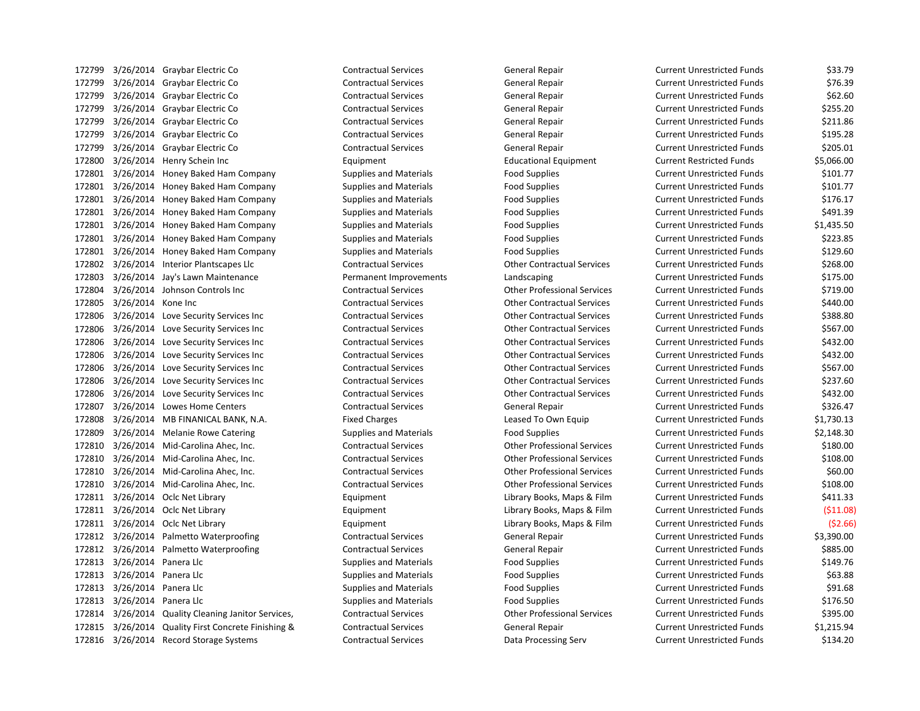| | | | | | | |
|---|---|---|---|---|---|---|
| 172799 | 3/26/2014 | Graybar Electric Co | Contractual Services | General Repair | Current Unrestricted Funds | $33.79 |
| 172799 | 3/26/2014 | Graybar Electric Co | Contractual Services | General Repair | Current Unrestricted Funds | $76.39 |
| 172799 | 3/26/2014 | Graybar Electric Co | Contractual Services | General Repair | Current Unrestricted Funds | $62.60 |
| 172799 | 3/26/2014 | Graybar Electric Co | Contractual Services | General Repair | Current Unrestricted Funds | $255.20 |
| 172799 | 3/26/2014 | Graybar Electric Co | Contractual Services | General Repair | Current Unrestricted Funds | $211.86 |
| 172799 | 3/26/2014 | Graybar Electric Co | Contractual Services | General Repair | Current Unrestricted Funds | $195.28 |
| 172799 | 3/26/2014 | Graybar Electric Co | Contractual Services | General Repair | Current Unrestricted Funds | $205.01 |
| 172800 | 3/26/2014 | Henry Schein Inc | Equipment | Educational Equipment | Current Restricted Funds | $5,066.00 |
| 172801 | 3/26/2014 | Honey Baked Ham Company | Supplies and Materials | Food Supplies | Current Unrestricted Funds | $101.77 |
| 172801 | 3/26/2014 | Honey Baked Ham Company | Supplies and Materials | Food Supplies | Current Unrestricted Funds | $101.77 |
| 172801 | 3/26/2014 | Honey Baked Ham Company | Supplies and Materials | Food Supplies | Current Unrestricted Funds | $176.17 |
| 172801 | 3/26/2014 | Honey Baked Ham Company | Supplies and Materials | Food Supplies | Current Unrestricted Funds | $491.39 |
| 172801 | 3/26/2014 | Honey Baked Ham Company | Supplies and Materials | Food Supplies | Current Unrestricted Funds | $1,435.50 |
| 172801 | 3/26/2014 | Honey Baked Ham Company | Supplies and Materials | Food Supplies | Current Unrestricted Funds | $223.85 |
| 172801 | 3/26/2014 | Honey Baked Ham Company | Supplies and Materials | Food Supplies | Current Unrestricted Funds | $129.60 |
| 172802 | 3/26/2014 | Interior Plantscapes Llc | Contractual Services | Other Contractual Services | Current Unrestricted Funds | $268.00 |
| 172803 | 3/26/2014 | Jay's Lawn Maintenance | Permanent Improvements | Landscaping | Current Unrestricted Funds | $175.00 |
| 172804 | 3/26/2014 | Johnson Controls Inc | Contractual Services | Other Professional Services | Current Unrestricted Funds | $719.00 |
| 172805 | 3/26/2014 | Kone Inc | Contractual Services | Other Contractual Services | Current Unrestricted Funds | $440.00 |
| 172806 | 3/26/2014 | Love Security Services Inc | Contractual Services | Other Contractual Services | Current Unrestricted Funds | $388.80 |
| 172806 | 3/26/2014 | Love Security Services Inc | Contractual Services | Other Contractual Services | Current Unrestricted Funds | $567.00 |
| 172806 | 3/26/2014 | Love Security Services Inc | Contractual Services | Other Contractual Services | Current Unrestricted Funds | $432.00 |
| 172806 | 3/26/2014 | Love Security Services Inc | Contractual Services | Other Contractual Services | Current Unrestricted Funds | $432.00 |
| 172806 | 3/26/2014 | Love Security Services Inc | Contractual Services | Other Contractual Services | Current Unrestricted Funds | $567.00 |
| 172806 | 3/26/2014 | Love Security Services Inc | Contractual Services | Other Contractual Services | Current Unrestricted Funds | $237.60 |
| 172806 | 3/26/2014 | Love Security Services Inc | Contractual Services | Other Contractual Services | Current Unrestricted Funds | $432.00 |
| 172807 | 3/26/2014 | Lowes Home Centers | Contractual Services | General Repair | Current Unrestricted Funds | $326.47 |
| 172808 | 3/26/2014 | MB FINANICAL BANK, N.A. | Fixed Charges | Leased To Own Equip | Current Unrestricted Funds | $1,730.13 |
| 172809 | 3/26/2014 | Melanie Rowe Catering | Supplies and Materials | Food Supplies | Current Unrestricted Funds | $2,148.30 |
| 172810 | 3/26/2014 | Mid-Carolina Ahec, Inc. | Contractual Services | Other Professional Services | Current Unrestricted Funds | $180.00 |
| 172810 | 3/26/2014 | Mid-Carolina Ahec, Inc. | Contractual Services | Other Professional Services | Current Unrestricted Funds | $108.00 |
| 172810 | 3/26/2014 | Mid-Carolina Ahec, Inc. | Contractual Services | Other Professional Services | Current Unrestricted Funds | $60.00 |
| 172810 | 3/26/2014 | Mid-Carolina Ahec, Inc. | Contractual Services | Other Professional Services | Current Unrestricted Funds | $108.00 |
| 172811 | 3/26/2014 | Oclc Net Library | Equipment | Library Books, Maps & Film | Current Unrestricted Funds | $411.33 |
| 172811 | 3/26/2014 | Oclc Net Library | Equipment | Library Books, Maps & Film | Current Unrestricted Funds | ($11.08) |
| 172811 | 3/26/2014 | Oclc Net Library | Equipment | Library Books, Maps & Film | Current Unrestricted Funds | ($2.66) |
| 172812 | 3/26/2014 | Palmetto Waterproofing | Contractual Services | General Repair | Current Unrestricted Funds | $3,390.00 |
| 172812 | 3/26/2014 | Palmetto Waterproofing | Contractual Services | General Repair | Current Unrestricted Funds | $885.00 |
| 172813 | 3/26/2014 | Panera Llc | Supplies and Materials | Food Supplies | Current Unrestricted Funds | $149.76 |
| 172813 | 3/26/2014 | Panera Llc | Supplies and Materials | Food Supplies | Current Unrestricted Funds | $63.88 |
| 172813 | 3/26/2014 | Panera Llc | Supplies and Materials | Food Supplies | Current Unrestricted Funds | $91.68 |
| 172813 | 3/26/2014 | Panera Llc | Supplies and Materials | Food Supplies | Current Unrestricted Funds | $176.50 |
| 172814 | 3/26/2014 | Quality Cleaning Janitor Services, | Contractual Services | Other Professional Services | Current Unrestricted Funds | $395.00 |
| 172815 | 3/26/2014 | Quality First Concrete Finishing & | Contractual Services | General Repair | Current Unrestricted Funds | $1,215.94 |
| 172816 | 3/26/2014 | Record Storage Systems | Contractual Services | Data Processing Serv | Current Unrestricted Funds | $134.20 |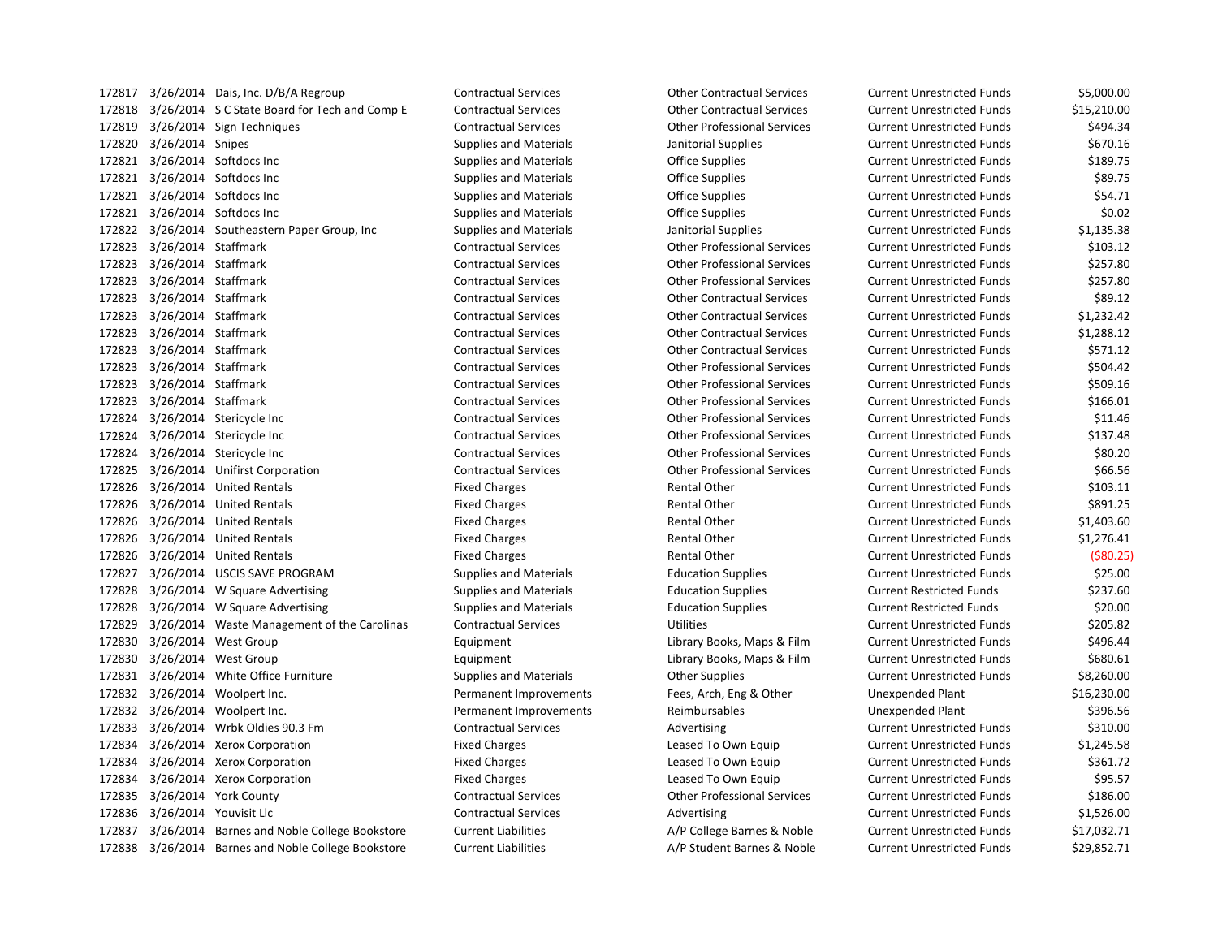| | | | | | | |
|---|---|---|---|---|---|---|
| 172817 | 3/26/2014 | Dais, Inc. D/B/A Regroup | Contractual Services | Other Contractual Services | Current Unrestricted Funds | $5,000.00 |
| 172818 | 3/26/2014 | S C State Board for Tech and Comp E | Contractual Services | Other Contractual Services | Current Unrestricted Funds | $15,210.00 |
| 172819 | 3/26/2014 | Sign Techniques | Contractual Services | Other Professional Services | Current Unrestricted Funds | $494.34 |
| 172820 | 3/26/2014 | Snipes | Supplies and Materials | Janitorial Supplies | Current Unrestricted Funds | $670.16 |
| 172821 | 3/26/2014 | Softdocs Inc | Supplies and Materials | Office Supplies | Current Unrestricted Funds | $189.75 |
| 172821 | 3/26/2014 | Softdocs Inc | Supplies and Materials | Office Supplies | Current Unrestricted Funds | $89.75 |
| 172821 | 3/26/2014 | Softdocs Inc | Supplies and Materials | Office Supplies | Current Unrestricted Funds | $54.71 |
| 172821 | 3/26/2014 | Softdocs Inc | Supplies and Materials | Office Supplies | Current Unrestricted Funds | $0.02 |
| 172822 | 3/26/2014 | Southeastern Paper Group, Inc | Supplies and Materials | Janitorial Supplies | Current Unrestricted Funds | $1,135.38 |
| 172823 | 3/26/2014 | Staffmark | Contractual Services | Other Professional Services | Current Unrestricted Funds | $103.12 |
| 172823 | 3/26/2014 | Staffmark | Contractual Services | Other Professional Services | Current Unrestricted Funds | $257.80 |
| 172823 | 3/26/2014 | Staffmark | Contractual Services | Other Professional Services | Current Unrestricted Funds | $257.80 |
| 172823 | 3/26/2014 | Staffmark | Contractual Services | Other Contractual Services | Current Unrestricted Funds | $89.12 |
| 172823 | 3/26/2014 | Staffmark | Contractual Services | Other Contractual Services | Current Unrestricted Funds | $1,232.42 |
| 172823 | 3/26/2014 | Staffmark | Contractual Services | Other Contractual Services | Current Unrestricted Funds | $1,288.12 |
| 172823 | 3/26/2014 | Staffmark | Contractual Services | Other Contractual Services | Current Unrestricted Funds | $571.12 |
| 172823 | 3/26/2014 | Staffmark | Contractual Services | Other Professional Services | Current Unrestricted Funds | $504.42 |
| 172823 | 3/26/2014 | Staffmark | Contractual Services | Other Professional Services | Current Unrestricted Funds | $509.16 |
| 172823 | 3/26/2014 | Staffmark | Contractual Services | Other Professional Services | Current Unrestricted Funds | $166.01 |
| 172824 | 3/26/2014 | Stericycle Inc | Contractual Services | Other Professional Services | Current Unrestricted Funds | $11.46 |
| 172824 | 3/26/2014 | Stericycle Inc | Contractual Services | Other Professional Services | Current Unrestricted Funds | $137.48 |
| 172824 | 3/26/2014 | Stericycle Inc | Contractual Services | Other Professional Services | Current Unrestricted Funds | $80.20 |
| 172825 | 3/26/2014 | Unifirst Corporation | Contractual Services | Other Professional Services | Current Unrestricted Funds | $66.56 |
| 172826 | 3/26/2014 | United Rentals | Fixed Charges | Rental Other | Current Unrestricted Funds | $103.11 |
| 172826 | 3/26/2014 | United Rentals | Fixed Charges | Rental Other | Current Unrestricted Funds | $891.25 |
| 172826 | 3/26/2014 | United Rentals | Fixed Charges | Rental Other | Current Unrestricted Funds | $1,403.60 |
| 172826 | 3/26/2014 | United Rentals | Fixed Charges | Rental Other | Current Unrestricted Funds | $1,276.41 |
| 172826 | 3/26/2014 | United Rentals | Fixed Charges | Rental Other | Current Unrestricted Funds | ($80.25) |
| 172827 | 3/26/2014 | USCIS SAVE PROGRAM | Supplies and Materials | Education Supplies | Current Unrestricted Funds | $25.00 |
| 172828 | 3/26/2014 | W Square Advertising | Supplies and Materials | Education Supplies | Current Restricted Funds | $237.60 |
| 172828 | 3/26/2014 | W Square Advertising | Supplies and Materials | Education Supplies | Current Restricted Funds | $20.00 |
| 172829 | 3/26/2014 | Waste Management of the Carolinas | Contractual Services | Utilities | Current Unrestricted Funds | $205.82 |
| 172830 | 3/26/2014 | West Group | Equipment | Library Books, Maps & Film | Current Unrestricted Funds | $496.44 |
| 172830 | 3/26/2014 | West Group | Equipment | Library Books, Maps & Film | Current Unrestricted Funds | $680.61 |
| 172831 | 3/26/2014 | White Office Furniture | Supplies and Materials | Other Supplies | Current Unrestricted Funds | $8,260.00 |
| 172832 | 3/26/2014 | Woolpert Inc. | Permanent Improvements | Fees, Arch, Eng & Other | Unexpended Plant | $16,230.00 |
| 172832 | 3/26/2014 | Woolpert Inc. | Permanent Improvements | Reimbursables | Unexpended Plant | $396.56 |
| 172833 | 3/26/2014 | Wrbk Oldies 90.3 Fm | Contractual Services | Advertising | Current Unrestricted Funds | $310.00 |
| 172834 | 3/26/2014 | Xerox Corporation | Fixed Charges | Leased To Own Equip | Current Unrestricted Funds | $1,245.58 |
| 172834 | 3/26/2014 | Xerox Corporation | Fixed Charges | Leased To Own Equip | Current Unrestricted Funds | $361.72 |
| 172834 | 3/26/2014 | Xerox Corporation | Fixed Charges | Leased To Own Equip | Current Unrestricted Funds | $95.57 |
| 172835 | 3/26/2014 | York County | Contractual Services | Other Professional Services | Current Unrestricted Funds | $186.00 |
| 172836 | 3/26/2014 | Youvisit Llc | Contractual Services | Advertising | Current Unrestricted Funds | $1,526.00 |
| 172837 | 3/26/2014 | Barnes and Noble College Bookstore | Current Liabilities | A/P College Barnes & Noble | Current Unrestricted Funds | $17,032.71 |
| 172838 | 3/26/2014 | Barnes and Noble College Bookstore | Current Liabilities | A/P Student Barnes & Noble | Current Unrestricted Funds | $29,852.71 |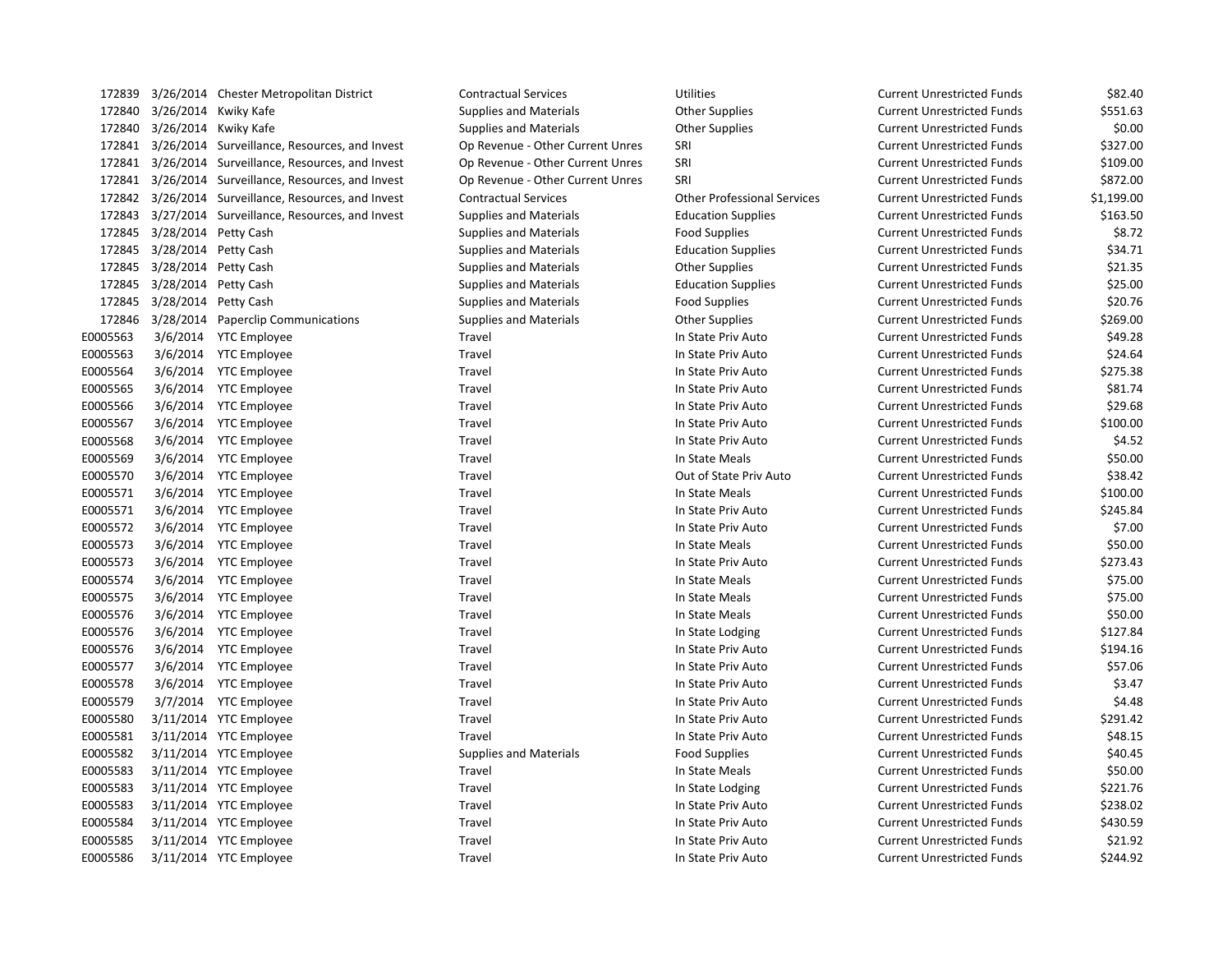| | | | | | | | |
|---|---|---|---|---|---|---|---|
| 172839 | 3/26/2014 | Chester Metropolitan District | Contractual Services | Utilities | Current Unrestricted Funds | $82.40 |
| 172840 | 3/26/2014 | Kwiky Kafe | Supplies and Materials | Other Supplies | Current Unrestricted Funds | $551.63 |
| 172840 | 3/26/2014 | Kwiky Kafe | Supplies and Materials | Other Supplies | Current Unrestricted Funds | $0.00 |
| 172841 | 3/26/2014 | Surveillance, Resources, and Invest | Op Revenue - Other Current Unres | SRI | Current Unrestricted Funds | $327.00 |
| 172841 | 3/26/2014 | Surveillance, Resources, and Invest | Op Revenue - Other Current Unres | SRI | Current Unrestricted Funds | $109.00 |
| 172841 | 3/26/2014 | Surveillance, Resources, and Invest | Op Revenue - Other Current Unres | SRI | Current Unrestricted Funds | $872.00 |
| 172842 | 3/26/2014 | Surveillance, Resources, and Invest | Contractual Services | Other Professional Services | Current Unrestricted Funds | $1,199.00 |
| 172843 | 3/27/2014 | Surveillance, Resources, and Invest | Supplies and Materials | Education Supplies | Current Unrestricted Funds | $163.50 |
| 172845 | 3/28/2014 | Petty Cash | Supplies and Materials | Food Supplies | Current Unrestricted Funds | $8.72 |
| 172845 | 3/28/2014 | Petty Cash | Supplies and Materials | Education Supplies | Current Unrestricted Funds | $34.71 |
| 172845 | 3/28/2014 | Petty Cash | Supplies and Materials | Other Supplies | Current Unrestricted Funds | $21.35 |
| 172845 | 3/28/2014 | Petty Cash | Supplies and Materials | Education Supplies | Current Unrestricted Funds | $25.00 |
| 172845 | 3/28/2014 | Petty Cash | Supplies and Materials | Food Supplies | Current Unrestricted Funds | $20.76 |
| 172846 | 3/28/2014 | Paperclip Communications | Supplies and Materials | Other Supplies | Current Unrestricted Funds | $269.00 |
| E0005563 | 3/6/2014 | YTC Employee | Travel | In State Priv Auto | Current Unrestricted Funds | $49.28 |
| E0005563 | 3/6/2014 | YTC Employee | Travel | In State Priv Auto | Current Unrestricted Funds | $24.64 |
| E0005564 | 3/6/2014 | YTC Employee | Travel | In State Priv Auto | Current Unrestricted Funds | $275.38 |
| E0005565 | 3/6/2014 | YTC Employee | Travel | In State Priv Auto | Current Unrestricted Funds | $81.74 |
| E0005566 | 3/6/2014 | YTC Employee | Travel | In State Priv Auto | Current Unrestricted Funds | $29.68 |
| E0005567 | 3/6/2014 | YTC Employee | Travel | In State Priv Auto | Current Unrestricted Funds | $100.00 |
| E0005568 | 3/6/2014 | YTC Employee | Travel | In State Priv Auto | Current Unrestricted Funds | $4.52 |
| E0005569 | 3/6/2014 | YTC Employee | Travel | In State Meals | Current Unrestricted Funds | $50.00 |
| E0005570 | 3/6/2014 | YTC Employee | Travel | Out of State Priv Auto | Current Unrestricted Funds | $38.42 |
| E0005571 | 3/6/2014 | YTC Employee | Travel | In State Meals | Current Unrestricted Funds | $100.00 |
| E0005571 | 3/6/2014 | YTC Employee | Travel | In State Priv Auto | Current Unrestricted Funds | $245.84 |
| E0005572 | 3/6/2014 | YTC Employee | Travel | In State Priv Auto | Current Unrestricted Funds | $7.00 |
| E0005573 | 3/6/2014 | YTC Employee | Travel | In State Meals | Current Unrestricted Funds | $50.00 |
| E0005573 | 3/6/2014 | YTC Employee | Travel | In State Priv Auto | Current Unrestricted Funds | $273.43 |
| E0005574 | 3/6/2014 | YTC Employee | Travel | In State Meals | Current Unrestricted Funds | $75.00 |
| E0005575 | 3/6/2014 | YTC Employee | Travel | In State Meals | Current Unrestricted Funds | $75.00 |
| E0005576 | 3/6/2014 | YTC Employee | Travel | In State Meals | Current Unrestricted Funds | $50.00 |
| E0005576 | 3/6/2014 | YTC Employee | Travel | In State Lodging | Current Unrestricted Funds | $127.84 |
| E0005576 | 3/6/2014 | YTC Employee | Travel | In State Priv Auto | Current Unrestricted Funds | $194.16 |
| E0005577 | 3/6/2014 | YTC Employee | Travel | In State Priv Auto | Current Unrestricted Funds | $57.06 |
| E0005578 | 3/6/2014 | YTC Employee | Travel | In State Priv Auto | Current Unrestricted Funds | $3.47 |
| E0005579 | 3/7/2014 | YTC Employee | Travel | In State Priv Auto | Current Unrestricted Funds | $4.48 |
| E0005580 | 3/11/2014 | YTC Employee | Travel | In State Priv Auto | Current Unrestricted Funds | $291.42 |
| E0005581 | 3/11/2014 | YTC Employee | Travel | In State Priv Auto | Current Unrestricted Funds | $48.15 |
| E0005582 | 3/11/2014 | YTC Employee | Supplies and Materials | Food Supplies | Current Unrestricted Funds | $40.45 |
| E0005583 | 3/11/2014 | YTC Employee | Travel | In State Meals | Current Unrestricted Funds | $50.00 |
| E0005583 | 3/11/2014 | YTC Employee | Travel | In State Lodging | Current Unrestricted Funds | $221.76 |
| E0005583 | 3/11/2014 | YTC Employee | Travel | In State Priv Auto | Current Unrestricted Funds | $238.02 |
| E0005584 | 3/11/2014 | YTC Employee | Travel | In State Priv Auto | Current Unrestricted Funds | $430.59 |
| E0005585 | 3/11/2014 | YTC Employee | Travel | In State Priv Auto | Current Unrestricted Funds | $21.92 |
| E0005586 | 3/11/2014 | YTC Employee | Travel | In State Priv Auto | Current Unrestricted Funds | $244.92 |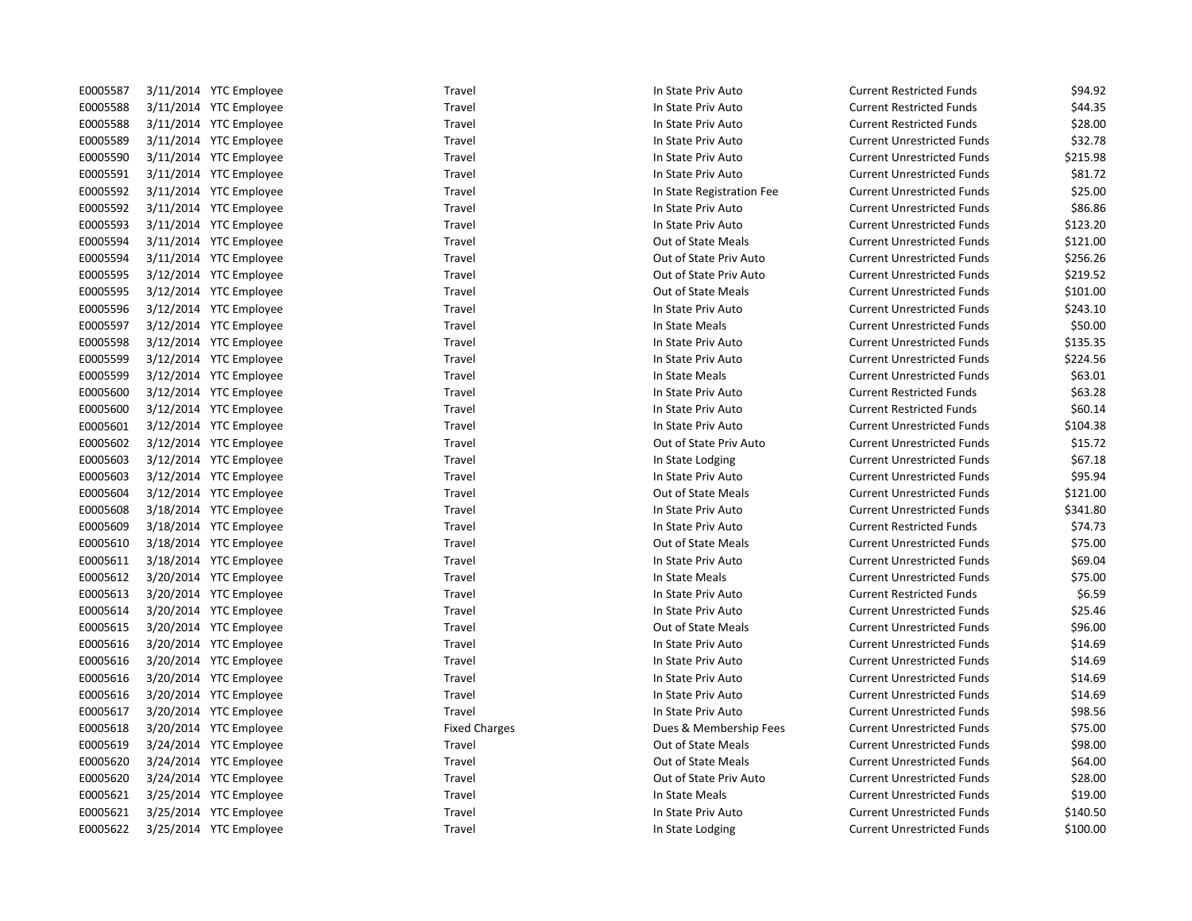| | | | | | | |
|---|---|---|---|---|---|---|
| E0005587 | 3/11/2014 | YTC Employee | Travel | In State Priv Auto | Current Restricted Funds | $94.92 |
| E0005588 | 3/11/2014 | YTC Employee | Travel | In State Priv Auto | Current Restricted Funds | $44.35 |
| E0005588 | 3/11/2014 | YTC Employee | Travel | In State Priv Auto | Current Restricted Funds | $28.00 |
| E0005589 | 3/11/2014 | YTC Employee | Travel | In State Priv Auto | Current Unrestricted Funds | $32.78 |
| E0005590 | 3/11/2014 | YTC Employee | Travel | In State Priv Auto | Current Unrestricted Funds | $215.98 |
| E0005591 | 3/11/2014 | YTC Employee | Travel | In State Priv Auto | Current Unrestricted Funds | $81.72 |
| E0005592 | 3/11/2014 | YTC Employee | Travel | In State Registration Fee | Current Unrestricted Funds | $25.00 |
| E0005592 | 3/11/2014 | YTC Employee | Travel | In State Priv Auto | Current Unrestricted Funds | $86.86 |
| E0005593 | 3/11/2014 | YTC Employee | Travel | In State Priv Auto | Current Unrestricted Funds | $123.20 |
| E0005594 | 3/11/2014 | YTC Employee | Travel | Out of State Meals | Current Unrestricted Funds | $121.00 |
| E0005594 | 3/11/2014 | YTC Employee | Travel | Out of State Priv Auto | Current Unrestricted Funds | $256.26 |
| E0005595 | 3/12/2014 | YTC Employee | Travel | Out of State Priv Auto | Current Unrestricted Funds | $219.52 |
| E0005595 | 3/12/2014 | YTC Employee | Travel | Out of State Meals | Current Unrestricted Funds | $101.00 |
| E0005596 | 3/12/2014 | YTC Employee | Travel | In State Priv Auto | Current Unrestricted Funds | $243.10 |
| E0005597 | 3/12/2014 | YTC Employee | Travel | In State Meals | Current Unrestricted Funds | $50.00 |
| E0005598 | 3/12/2014 | YTC Employee | Travel | In State Priv Auto | Current Unrestricted Funds | $135.35 |
| E0005599 | 3/12/2014 | YTC Employee | Travel | In State Priv Auto | Current Unrestricted Funds | $224.56 |
| E0005599 | 3/12/2014 | YTC Employee | Travel | In State Meals | Current Unrestricted Funds | $63.01 |
| E0005600 | 3/12/2014 | YTC Employee | Travel | In State Priv Auto | Current Restricted Funds | $63.28 |
| E0005600 | 3/12/2014 | YTC Employee | Travel | In State Priv Auto | Current Restricted Funds | $60.14 |
| E0005601 | 3/12/2014 | YTC Employee | Travel | In State Priv Auto | Current Unrestricted Funds | $104.38 |
| E0005602 | 3/12/2014 | YTC Employee | Travel | Out of State Priv Auto | Current Unrestricted Funds | $15.72 |
| E0005603 | 3/12/2014 | YTC Employee | Travel | In State Lodging | Current Unrestricted Funds | $67.18 |
| E0005603 | 3/12/2014 | YTC Employee | Travel | In State Priv Auto | Current Unrestricted Funds | $95.94 |
| E0005604 | 3/12/2014 | YTC Employee | Travel | Out of State Meals | Current Unrestricted Funds | $121.00 |
| E0005608 | 3/18/2014 | YTC Employee | Travel | In State Priv Auto | Current Unrestricted Funds | $341.80 |
| E0005609 | 3/18/2014 | YTC Employee | Travel | In State Priv Auto | Current Restricted Funds | $74.73 |
| E0005610 | 3/18/2014 | YTC Employee | Travel | Out of State Meals | Current Unrestricted Funds | $75.00 |
| E0005611 | 3/18/2014 | YTC Employee | Travel | In State Priv Auto | Current Unrestricted Funds | $69.04 |
| E0005612 | 3/20/2014 | YTC Employee | Travel | In State Meals | Current Unrestricted Funds | $75.00 |
| E0005613 | 3/20/2014 | YTC Employee | Travel | In State Priv Auto | Current Restricted Funds | $6.59 |
| E0005614 | 3/20/2014 | YTC Employee | Travel | In State Priv Auto | Current Unrestricted Funds | $25.46 |
| E0005615 | 3/20/2014 | YTC Employee | Travel | Out of State Meals | Current Unrestricted Funds | $96.00 |
| E0005616 | 3/20/2014 | YTC Employee | Travel | In State Priv Auto | Current Unrestricted Funds | $14.69 |
| E0005616 | 3/20/2014 | YTC Employee | Travel | In State Priv Auto | Current Unrestricted Funds | $14.69 |
| E0005616 | 3/20/2014 | YTC Employee | Travel | In State Priv Auto | Current Unrestricted Funds | $14.69 |
| E0005616 | 3/20/2014 | YTC Employee | Travel | In State Priv Auto | Current Unrestricted Funds | $14.69 |
| E0005617 | 3/20/2014 | YTC Employee | Travel | In State Priv Auto | Current Unrestricted Funds | $98.56 |
| E0005618 | 3/20/2014 | YTC Employee | Fixed Charges | Dues & Membership Fees | Current Unrestricted Funds | $75.00 |
| E0005619 | 3/24/2014 | YTC Employee | Travel | Out of State Meals | Current Unrestricted Funds | $98.00 |
| E0005620 | 3/24/2014 | YTC Employee | Travel | Out of State Meals | Current Unrestricted Funds | $64.00 |
| E0005620 | 3/24/2014 | YTC Employee | Travel | Out of State Priv Auto | Current Unrestricted Funds | $28.00 |
| E0005621 | 3/25/2014 | YTC Employee | Travel | In State Meals | Current Unrestricted Funds | $19.00 |
| E0005621 | 3/25/2014 | YTC Employee | Travel | In State Priv Auto | Current Unrestricted Funds | $140.50 |
| E0005622 | 3/25/2014 | YTC Employee | Travel | In State Lodging | Current Unrestricted Funds | $100.00 |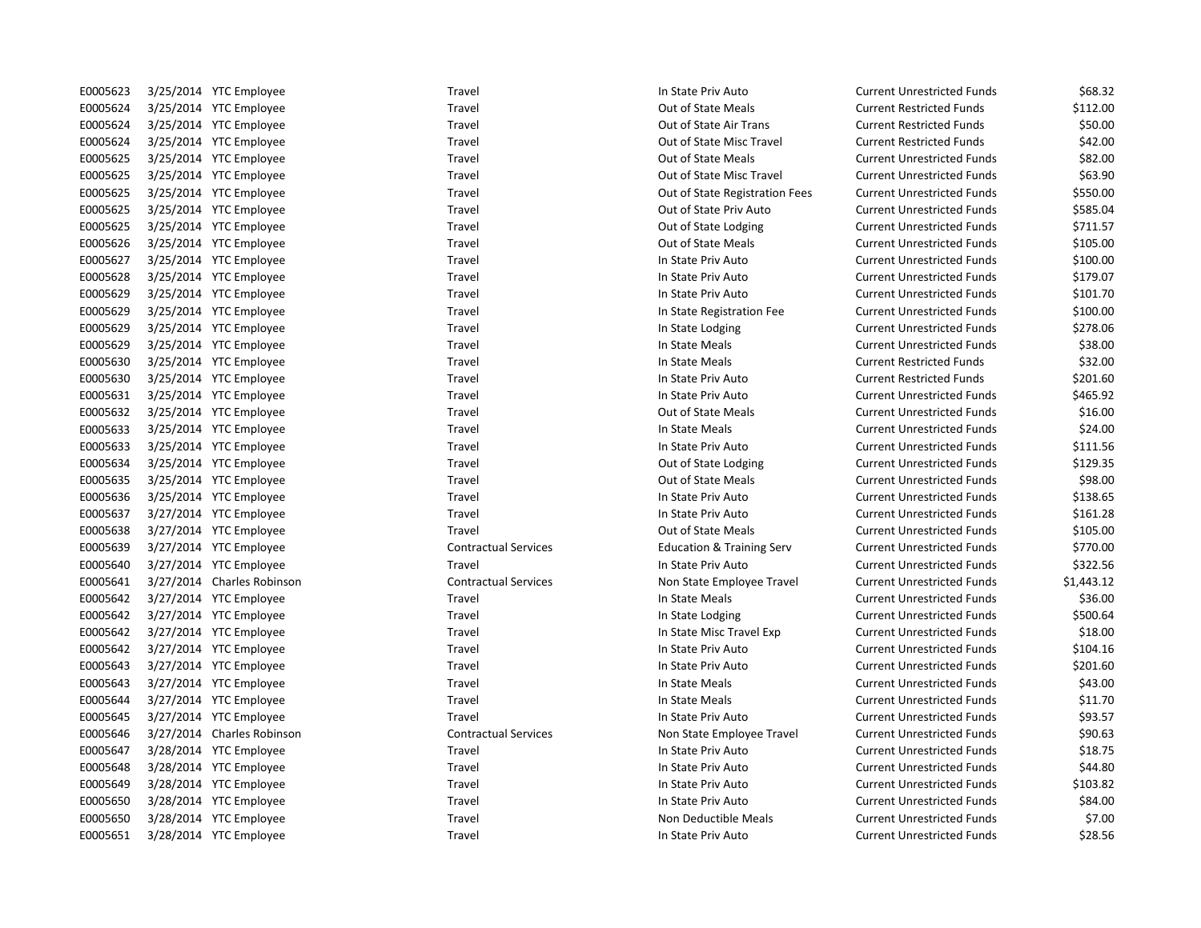| | | | | | | |
|---|---|---|---|---|---|---|
| E0005623 | 3/25/2014 | YTC Employee | Travel | In State Priv Auto | Current Unrestricted Funds | $68.32 |
| E0005624 | 3/25/2014 | YTC Employee | Travel | Out of State Meals | Current Restricted Funds | $112.00 |
| E0005624 | 3/25/2014 | YTC Employee | Travel | Out of State Air Trans | Current Restricted Funds | $50.00 |
| E0005624 | 3/25/2014 | YTC Employee | Travel | Out of State Misc Travel | Current Restricted Funds | $42.00 |
| E0005625 | 3/25/2014 | YTC Employee | Travel | Out of State Meals | Current Unrestricted Funds | $82.00 |
| E0005625 | 3/25/2014 | YTC Employee | Travel | Out of State Misc Travel | Current Unrestricted Funds | $63.90 |
| E0005625 | 3/25/2014 | YTC Employee | Travel | Out of State Registration Fees | Current Unrestricted Funds | $550.00 |
| E0005625 | 3/25/2014 | YTC Employee | Travel | Out of State Priv Auto | Current Unrestricted Funds | $585.04 |
| E0005625 | 3/25/2014 | YTC Employee | Travel | Out of State Lodging | Current Unrestricted Funds | $711.57 |
| E0005626 | 3/25/2014 | YTC Employee | Travel | Out of State Meals | Current Unrestricted Funds | $105.00 |
| E0005627 | 3/25/2014 | YTC Employee | Travel | In State Priv Auto | Current Unrestricted Funds | $100.00 |
| E0005628 | 3/25/2014 | YTC Employee | Travel | In State Priv Auto | Current Unrestricted Funds | $179.07 |
| E0005629 | 3/25/2014 | YTC Employee | Travel | In State Priv Auto | Current Unrestricted Funds | $101.70 |
| E0005629 | 3/25/2014 | YTC Employee | Travel | In State Registration Fee | Current Unrestricted Funds | $100.00 |
| E0005629 | 3/25/2014 | YTC Employee | Travel | In State Lodging | Current Unrestricted Funds | $278.06 |
| E0005629 | 3/25/2014 | YTC Employee | Travel | In State Meals | Current Unrestricted Funds | $38.00 |
| E0005630 | 3/25/2014 | YTC Employee | Travel | In State Meals | Current Restricted Funds | $32.00 |
| E0005630 | 3/25/2014 | YTC Employee | Travel | In State Priv Auto | Current Restricted Funds | $201.60 |
| E0005631 | 3/25/2014 | YTC Employee | Travel | In State Priv Auto | Current Unrestricted Funds | $465.92 |
| E0005632 | 3/25/2014 | YTC Employee | Travel | Out of State Meals | Current Unrestricted Funds | $16.00 |
| E0005633 | 3/25/2014 | YTC Employee | Travel | In State Meals | Current Unrestricted Funds | $24.00 |
| E0005633 | 3/25/2014 | YTC Employee | Travel | In State Priv Auto | Current Unrestricted Funds | $111.56 |
| E0005634 | 3/25/2014 | YTC Employee | Travel | Out of State Lodging | Current Unrestricted Funds | $129.35 |
| E0005635 | 3/25/2014 | YTC Employee | Travel | Out of State Meals | Current Unrestricted Funds | $98.00 |
| E0005636 | 3/25/2014 | YTC Employee | Travel | In State Priv Auto | Current Unrestricted Funds | $138.65 |
| E0005637 | 3/27/2014 | YTC Employee | Travel | In State Priv Auto | Current Unrestricted Funds | $161.28 |
| E0005638 | 3/27/2014 | YTC Employee | Travel | Out of State Meals | Current Unrestricted Funds | $105.00 |
| E0005639 | 3/27/2014 | YTC Employee | Contractual Services | Education & Training Serv | Current Unrestricted Funds | $770.00 |
| E0005640 | 3/27/2014 | YTC Employee | Travel | In State Priv Auto | Current Unrestricted Funds | $322.56 |
| E0005641 | 3/27/2014 | Charles Robinson | Contractual Services | Non State Employee Travel | Current Unrestricted Funds | $1,443.12 |
| E0005642 | 3/27/2014 | YTC Employee | Travel | In State Meals | Current Unrestricted Funds | $36.00 |
| E0005642 | 3/27/2014 | YTC Employee | Travel | In State Lodging | Current Unrestricted Funds | $500.64 |
| E0005642 | 3/27/2014 | YTC Employee | Travel | In State Misc Travel Exp | Current Unrestricted Funds | $18.00 |
| E0005642 | 3/27/2014 | YTC Employee | Travel | In State Priv Auto | Current Unrestricted Funds | $104.16 |
| E0005643 | 3/27/2014 | YTC Employee | Travel | In State Priv Auto | Current Unrestricted Funds | $201.60 |
| E0005643 | 3/27/2014 | YTC Employee | Travel | In State Meals | Current Unrestricted Funds | $43.00 |
| E0005644 | 3/27/2014 | YTC Employee | Travel | In State Meals | Current Unrestricted Funds | $11.70 |
| E0005645 | 3/27/2014 | YTC Employee | Travel | In State Priv Auto | Current Unrestricted Funds | $93.57 |
| E0005646 | 3/27/2014 | Charles Robinson | Contractual Services | Non State Employee Travel | Current Unrestricted Funds | $90.63 |
| E0005647 | 3/28/2014 | YTC Employee | Travel | In State Priv Auto | Current Unrestricted Funds | $18.75 |
| E0005648 | 3/28/2014 | YTC Employee | Travel | In State Priv Auto | Current Unrestricted Funds | $44.80 |
| E0005649 | 3/28/2014 | YTC Employee | Travel | In State Priv Auto | Current Unrestricted Funds | $103.82 |
| E0005650 | 3/28/2014 | YTC Employee | Travel | In State Priv Auto | Current Unrestricted Funds | $84.00 |
| E0005650 | 3/28/2014 | YTC Employee | Travel | Non Deductible Meals | Current Unrestricted Funds | $7.00 |
| E0005651 | 3/28/2014 | YTC Employee | Travel | In State Priv Auto | Current Unrestricted Funds | $28.56 |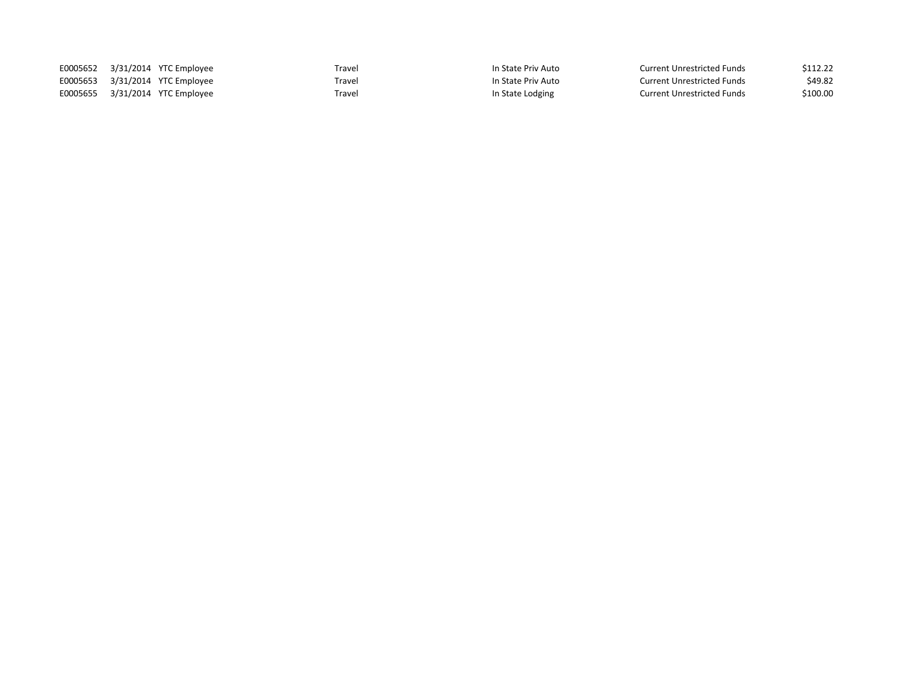| | | | | | | |
|---|---|---|---|---|---|---|
| E0005652 | 3/31/2014 | YTC Employee | Travel | In State Priv Auto | Current Unrestricted Funds | $112.22 |
| E0005653 | 3/31/2014 | YTC Employee | Travel | In State Priv Auto | Current Unrestricted Funds | $49.82 |
| E0005655 | 3/31/2014 | YTC Employee | Travel | In State Lodging | Current Unrestricted Funds | $100.00 |